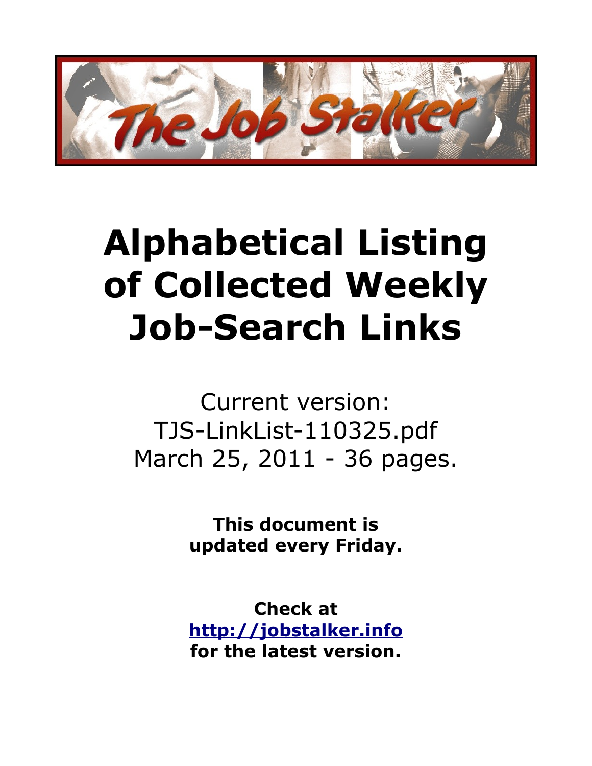# Alphabetical Listing of Collected Weekly Job-Search Links

Current version:
TJS-LinkList-110325.pdf
March 25, 2011 - 36 pages.

**This document is updated every Friday.**

**Check at [http://jobstalker.info](http://jobstalker.info) for the latest version.**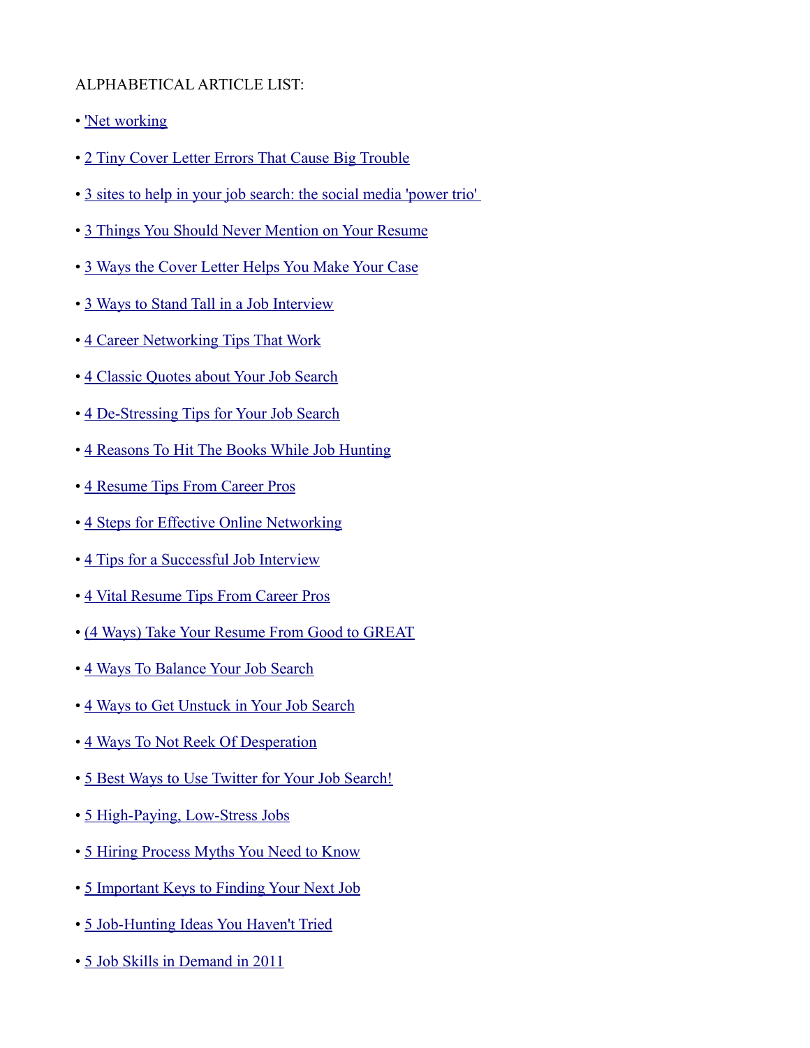ALPHABETICAL ARTICLE LIST:

- 'Net working
- 2 Tiny Cover Letter Errors That Cause Big Trouble
- 3 sites to help in your job search: the social media 'power trio'
- 3 Things You Should Never Mention on Your Resume
- 3 Ways the Cover Letter Helps You Make Your Case
- 3 Ways to Stand Tall in a Job Interview
- 4 Career Networking Tips That Work
- 4 Classic Quotes about Your Job Search
- 4 De-Stressing Tips for Your Job Search
- 4 Reasons To Hit The Books While Job Hunting
- 4 Resume Tips From Career Pros
- 4 Steps for Effective Online Networking
- 4 Tips for a Successful Job Interview
- 4 Vital Resume Tips From Career Pros
- (4 Ways) Take Your Resume From Good to GREAT
- 4 Ways To Balance Your Job Search
- 4 Ways to Get Unstuck in Your Job Search
- 4 Ways To Not Reek Of Desperation
- 5 Best Ways to Use Twitter for Your Job Search!
- 5 High-Paying, Low-Stress Jobs
- 5 Hiring Process Myths You Need to Know
- 5 Important Keys to Finding Your Next Job
- 5 Job-Hunting Ideas You Haven't Tried
- 5 Job Skills in Demand in 2011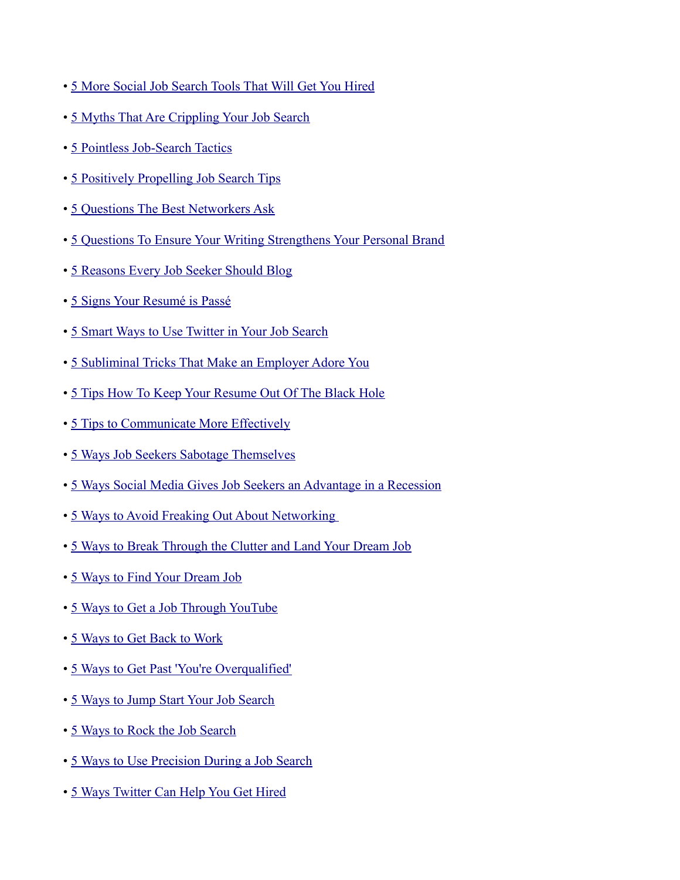- 5 More Social Job Search Tools That Will Get You Hired
- 5 Myths That Are Crippling Your Job Search
- 5 Pointless Job-Search Tactics
- 5 Positively Propelling Job Search Tips
- 5 Questions The Best Networkers Ask
- 5 Questions To Ensure Your Writing Strengthens Your Personal Brand
- 5 Reasons Every Job Seeker Should Blog
- 5 Signs Your Resumé is Passé
- 5 Smart Ways to Use Twitter in Your Job Search
- 5 Subliminal Tricks That Make an Employer Adore You
- 5 Tips How To Keep Your Resume Out Of The Black Hole
- 5 Tips to Communicate More Effectively
- 5 Ways Job Seekers Sabotage Themselves
- 5 Ways Social Media Gives Job Seekers an Advantage in a Recession
- 5 Ways to Avoid Freaking Out About Networking
- 5 Ways to Break Through the Clutter and Land Your Dream Job
- 5 Ways to Find Your Dream Job
- 5 Ways to Get a Job Through YouTube
- 5 Ways to Get Back to Work
- 5 Ways to Get Past 'You're Overqualified'
- 5 Ways to Jump Start Your Job Search
- 5 Ways to Rock the Job Search
- 5 Ways to Use Precision During a Job Search
- 5 Ways Twitter Can Help You Get Hired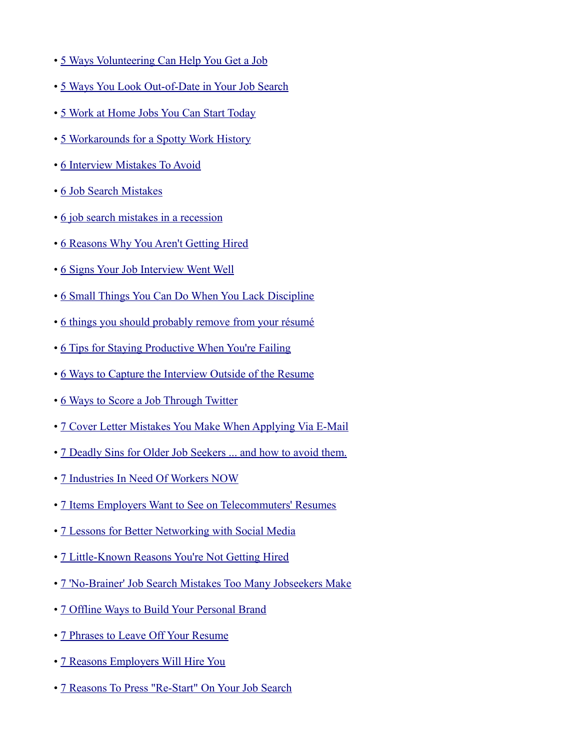- 5 Ways Volunteering Can Help You Get a Job
- 5 Ways You Look Out-of-Date in Your Job Search
- 5 Work at Home Jobs You Can Start Today
- 5 Workarounds for a Spotty Work History
- 6 Interview Mistakes To Avoid
- 6 Job Search Mistakes
- 6 job search mistakes in a recession
- 6 Reasons Why You Aren't Getting Hired
- 6 Signs Your Job Interview Went Well
- 6 Small Things You Can Do When You Lack Discipline
- 6 things you should probably remove from your résumé
- 6 Tips for Staying Productive When You're Failing
- 6 Ways to Capture the Interview Outside of the Resume
- 6 Ways to Score a Job Through Twitter
- 7 Cover Letter Mistakes You Make When Applying Via E-Mail
- 7 Deadly Sins for Older Job Seekers ... and how to avoid them.
- 7 Industries In Need Of Workers NOW
- 7 Items Employers Want to See on Telecommuters' Resumes
- 7 Lessons for Better Networking with Social Media
- 7 Little-Known Reasons You're Not Getting Hired
- 7 'No-Brainer' Job Search Mistakes Too Many Jobseekers Make
- 7 Offline Ways to Build Your Personal Brand
- 7 Phrases to Leave Off Your Resume
- 7 Reasons Employers Will Hire You
- 7 Reasons To Press "Re-Start" On Your Job Search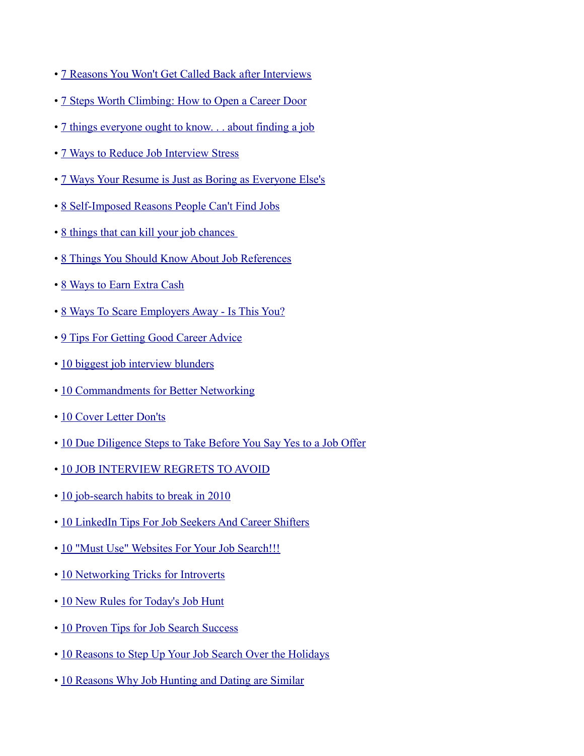- 7 Reasons You Won't Get Called Back after Interviews
- 7 Steps Worth Climbing: How to Open a Career Door
- 7 things everyone ought to know. . . about finding a job
- 7 Ways to Reduce Job Interview Stress
- 7 Ways Your Resume is Just as Boring as Everyone Else's
- 8 Self-Imposed Reasons People Can't Find Jobs
- 8 things that can kill your job chances
- 8 Things You Should Know About Job References
- 8 Ways to Earn Extra Cash
- 8 Ways To Scare Employers Away - Is This You?
- 9 Tips For Getting Good Career Advice
- 10 biggest job interview blunders
- 10 Commandments for Better Networking
- 10 Cover Letter Don'ts
- 10 Due Diligence Steps to Take Before You Say Yes to a Job Offer
- 10 JOB INTERVIEW REGRETS TO AVOID
- 10 job-search habits to break in 2010
- 10 LinkedIn Tips For Job Seekers And Career Shifters
- 10 "Must Use" Websites For Your Job Search!!!
- 10 Networking Tricks for Introverts
- 10 New Rules for Today's Job Hunt
- 10 Proven Tips for Job Search Success
- 10 Reasons to Step Up Your Job Search Over the Holidays
- 10 Reasons Why Job Hunting and Dating are Similar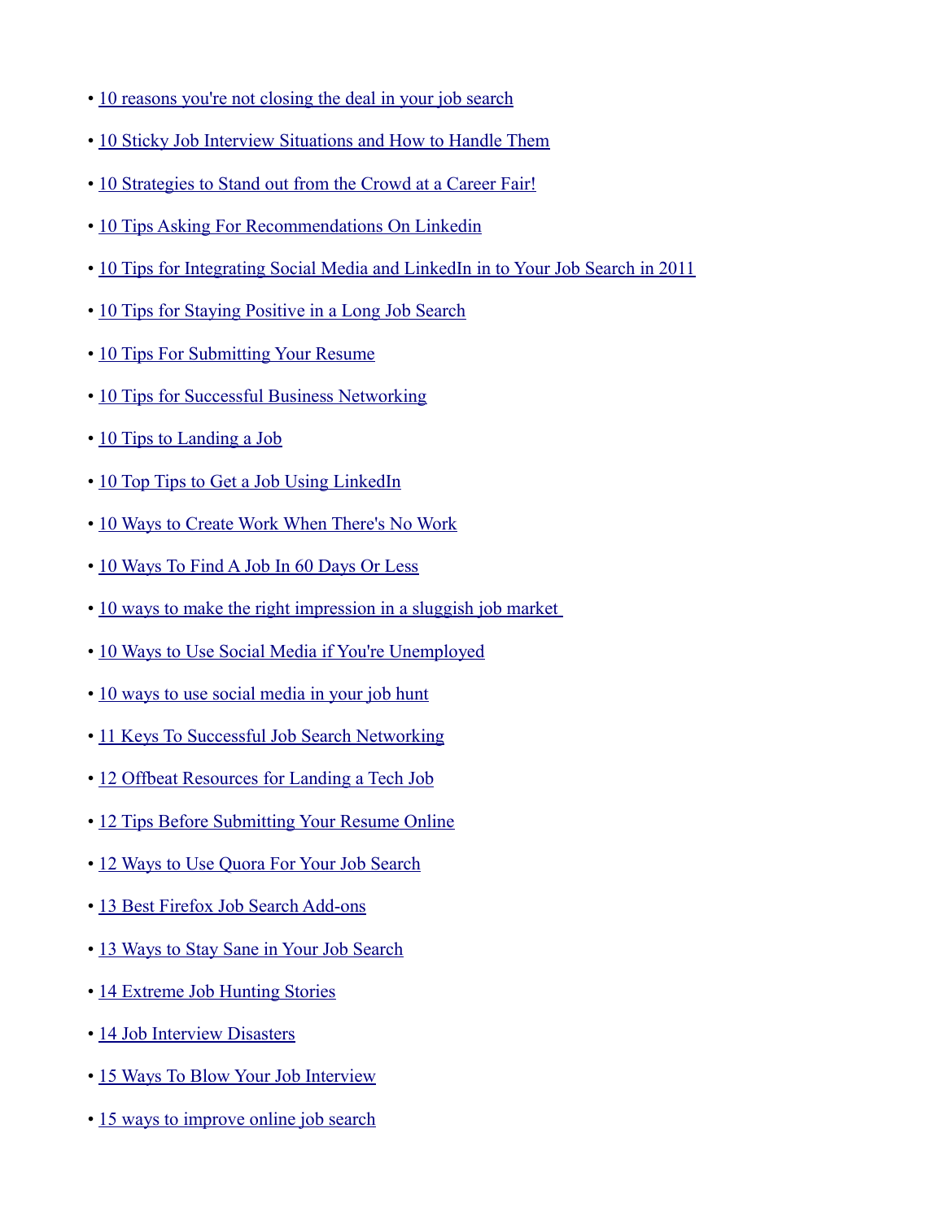- 10 reasons you're not closing the deal in your job search
- 10 Sticky Job Interview Situations and How to Handle Them
- 10 Strategies to Stand out from the Crowd at a Career Fair!
- 10 Tips Asking For Recommendations On Linkedin
- 10 Tips for Integrating Social Media and LinkedIn in to Your Job Search in 2011
- 10 Tips for Staying Positive in a Long Job Search
- 10 Tips For Submitting Your Resume
- 10 Tips for Successful Business Networking
- 10 Tips to Landing a Job
- 10 Top Tips to Get a Job Using LinkedIn
- 10 Ways to Create Work When There's No Work
- 10 Ways To Find A Job In 60 Days Or Less
- 10 ways to make the right impression in a sluggish job market
- 10 Ways to Use Social Media if You're Unemployed
- 10 ways to use social media in your job hunt
- 11 Keys To Successful Job Search Networking
- 12 Offbeat Resources for Landing a Tech Job
- 12 Tips Before Submitting Your Resume Online
- 12 Ways to Use Quora For Your Job Search
- 13 Best Firefox Job Search Add-ons
- 13 Ways to Stay Sane in Your Job Search
- 14 Extreme Job Hunting Stories
- 14 Job Interview Disasters
- 15 Ways To Blow Your Job Interview
- 15 ways to improve online job search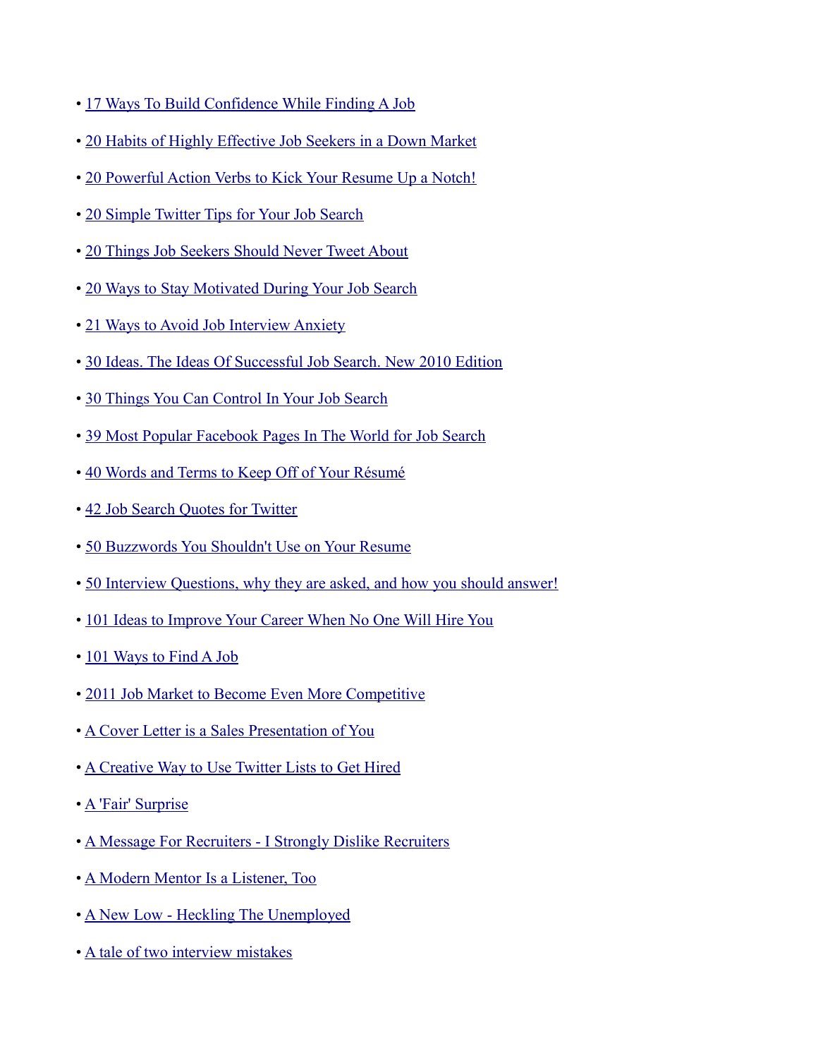- 17 Ways To Build Confidence While Finding A Job
- 20 Habits of Highly Effective Job Seekers in a Down Market
- 20 Powerful Action Verbs to Kick Your Resume Up a Notch!
- 20 Simple Twitter Tips for Your Job Search
- 20 Things Job Seekers Should Never Tweet About
- 20 Ways to Stay Motivated During Your Job Search
- 21 Ways to Avoid Job Interview Anxiety
- 30 Ideas. The Ideas Of Successful Job Search. New 2010 Edition
- 30 Things You Can Control In Your Job Search
- 39 Most Popular Facebook Pages In The World for Job Search
- 40 Words and Terms to Keep Off of Your Résumé
- 42 Job Search Quotes for Twitter
- 50 Buzzwords You Shouldn't Use on Your Resume
- 50 Interview Questions, why they are asked, and how you should answer!
- 101 Ideas to Improve Your Career When No One Will Hire You
- 101 Ways to Find A Job
- 2011 Job Market to Become Even More Competitive
- A Cover Letter is a Sales Presentation of You
- A Creative Way to Use Twitter Lists to Get Hired
- A 'Fair' Surprise
- A Message For Recruiters - I Strongly Dislike Recruiters
- A Modern Mentor Is a Listener, Too
- A New Low - Heckling The Unemployed
- A tale of two interview mistakes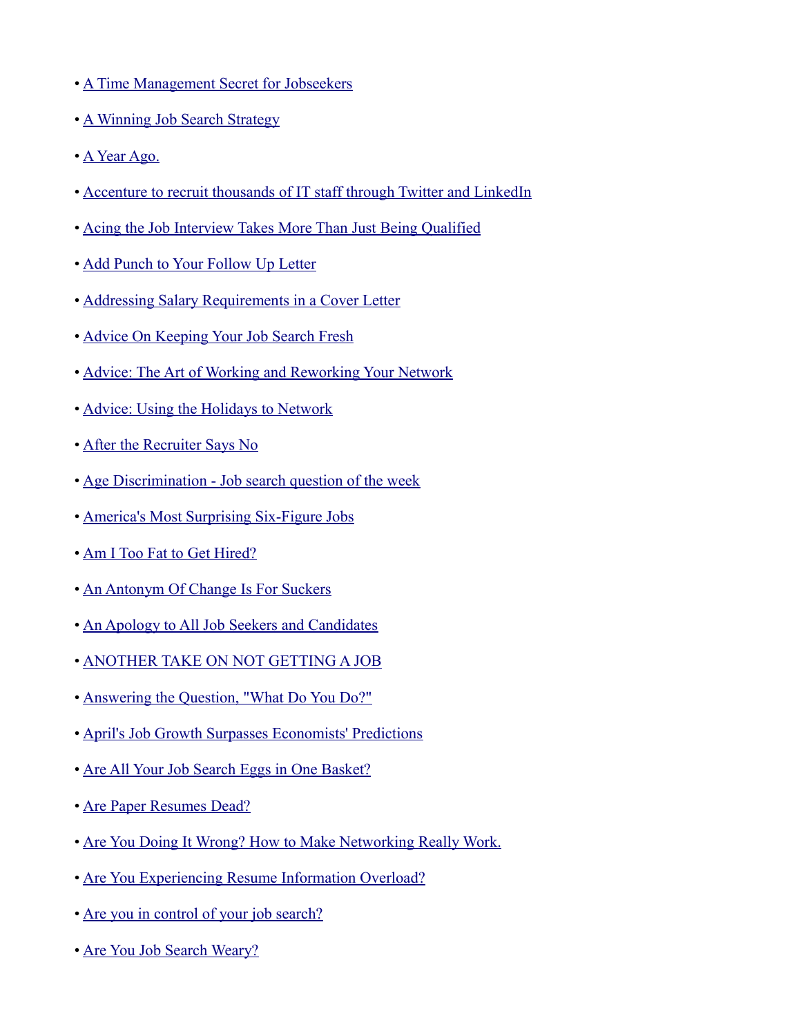- A Time Management Secret for Jobseekers
- A Winning Job Search Strategy
- A Year Ago.
- Accenture to recruit thousands of IT staff through Twitter and LinkedIn
- Acing the Job Interview Takes More Than Just Being Qualified
- Add Punch to Your Follow Up Letter
- Addressing Salary Requirements in a Cover Letter
- Advice On Keeping Your Job Search Fresh
- Advice: The Art of Working and Reworking Your Network
- Advice: Using the Holidays to Network
- After the Recruiter Says No
- Age Discrimination - Job search question of the week
- America's Most Surprising Six-Figure Jobs
- Am I Too Fat to Get Hired?
- An Antonym Of Change Is For Suckers
- An Apology to All Job Seekers and Candidates
- ANOTHER TAKE ON NOT GETTING A JOB
- Answering the Question, "What Do You Do?"
- April's Job Growth Surpasses Economists' Predictions
- Are All Your Job Search Eggs in One Basket?
- Are Paper Resumes Dead?
- Are You Doing It Wrong? How to Make Networking Really Work.
- Are You Experiencing Resume Information Overload?
- Are you in control of your job search?
- Are You Job Search Weary?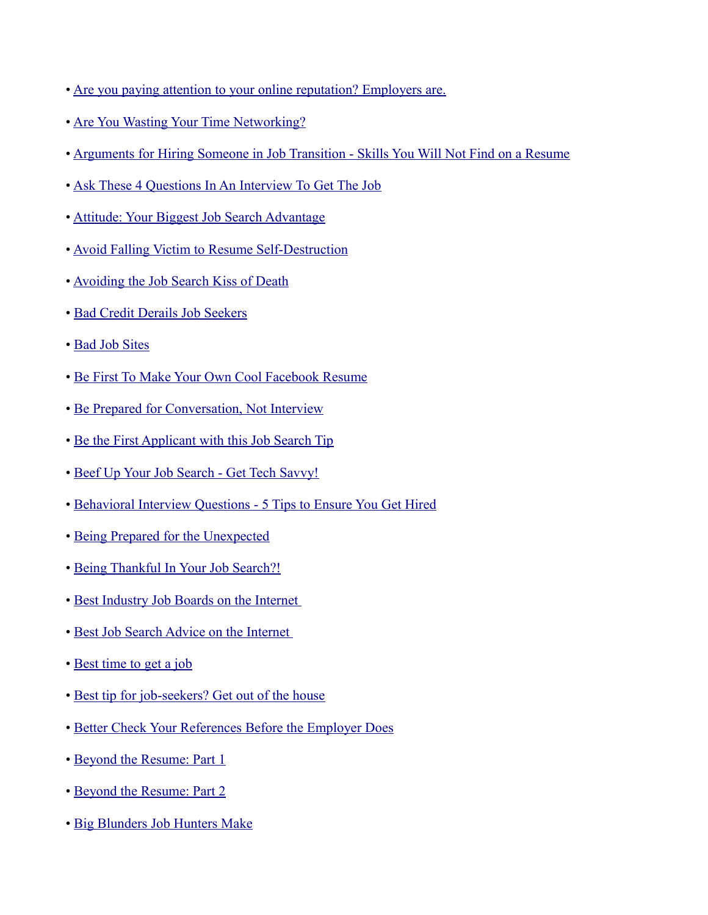- Are you paying attention to your online reputation? Employers are.
- Are You Wasting Your Time Networking?
- Arguments for Hiring Someone in Job Transition - Skills You Will Not Find on a Resume
- Ask These 4 Questions In An Interview To Get The Job
- Attitude: Your Biggest Job Search Advantage
- Avoid Falling Victim to Resume Self-Destruction
- Avoiding the Job Search Kiss of Death
- Bad Credit Derails Job Seekers
- Bad Job Sites
- Be First To Make Your Own Cool Facebook Resume
- Be Prepared for Conversation, Not Interview
- Be the First Applicant with this Job Search Tip
- Beef Up Your Job Search - Get Tech Savvy!
- Behavioral Interview Questions - 5 Tips to Ensure You Get Hired
- Being Prepared for the Unexpected
- Being Thankful In Your Job Search?!
- Best Industry Job Boards on the Internet
- Best Job Search Advice on the Internet
- Best time to get a job
- Best tip for job-seekers? Get out of the house
- Better Check Your References Before the Employer Does
- Beyond the Resume: Part 1
- Beyond the Resume: Part 2
- Big Blunders Job Hunters Make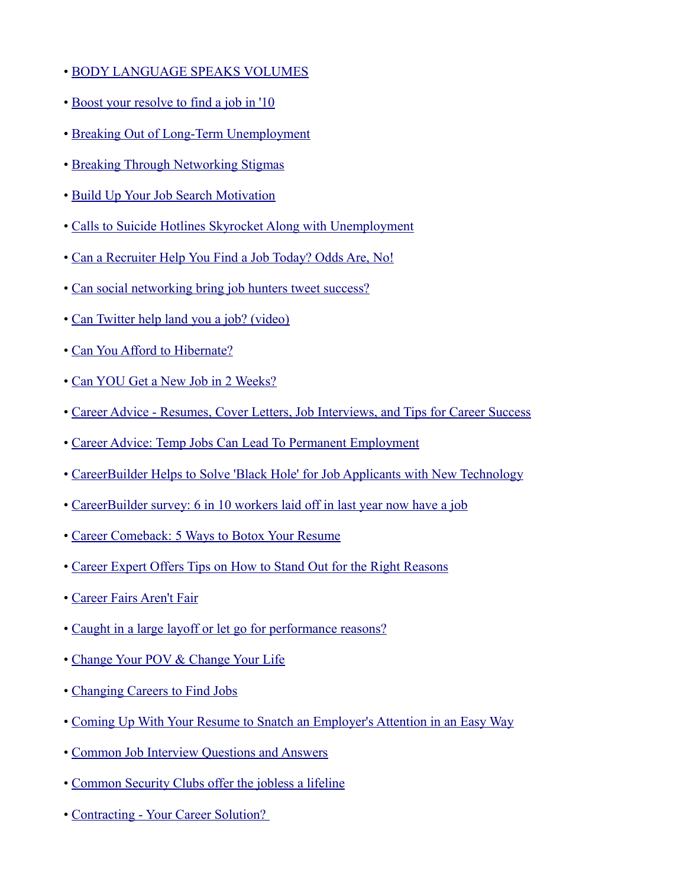- BODY LANGUAGE SPEAKS VOLUMES
- Boost your resolve to find a job in '10
- Breaking Out of Long-Term Unemployment
- Breaking Through Networking Stigmas
- Build Up Your Job Search Motivation
- Calls to Suicide Hotlines Skyrocket Along with Unemployment
- Can a Recruiter Help You Find a Job Today? Odds Are, No!
- Can social networking bring job hunters tweet success?
- Can Twitter help land you a job? (video)
- Can You Afford to Hibernate?
- Can YOU Get a New Job in 2 Weeks?
- Career Advice - Resumes, Cover Letters, Job Interviews, and Tips for Career Success
- Career Advice: Temp Jobs Can Lead To Permanent Employment
- CareerBuilder Helps to Solve 'Black Hole' for Job Applicants with New Technology
- CareerBuilder survey: 6 in 10 workers laid off in last year now have a job
- Career Comeback: 5 Ways to Botox Your Resume
- Career Expert Offers Tips on How to Stand Out for the Right Reasons
- Career Fairs Aren't Fair
- Caught in a large layoff or let go for performance reasons?
- Change Your POV & Change Your Life
- Changing Careers to Find Jobs
- Coming Up With Your Resume to Snatch an Employer's Attention in an Easy Way
- Common Job Interview Questions and Answers
- Common Security Clubs offer the jobless a lifeline
- Contracting - Your Career Solution?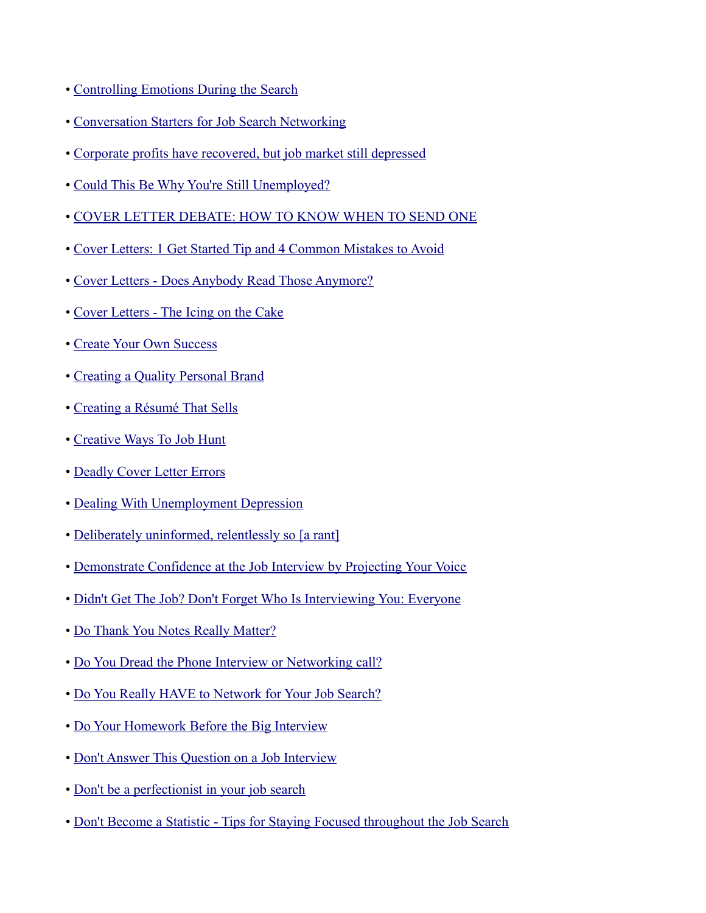- Controlling Emotions During the Search
- Conversation Starters for Job Search Networking
- Corporate profits have recovered, but job market still depressed
- Could This Be Why You're Still Unemployed?
- COVER LETTER DEBATE: HOW TO KNOW WHEN TO SEND ONE
- Cover Letters: 1 Get Started Tip and 4 Common Mistakes to Avoid
- Cover Letters - Does Anybody Read Those Anymore?
- Cover Letters - The Icing on the Cake
- Create Your Own Success
- Creating a Quality Personal Brand
- Creating a Résumé That Sells
- Creative Ways To Job Hunt
- Deadly Cover Letter Errors
- Dealing With Unemployment Depression
- Deliberately uninformed, relentlessly so [a rant]
- Demonstrate Confidence at the Job Interview by Projecting Your Voice
- Didn't Get The Job? Don't Forget Who Is Interviewing You: Everyone
- Do Thank You Notes Really Matter?
- Do You Dread the Phone Interview or Networking call?
- Do You Really HAVE to Network for Your Job Search?
- Do Your Homework Before the Big Interview
- Don't Answer This Question on a Job Interview
- Don't be a perfectionist in your job search
- Don't Become a Statistic - Tips for Staying Focused throughout the Job Search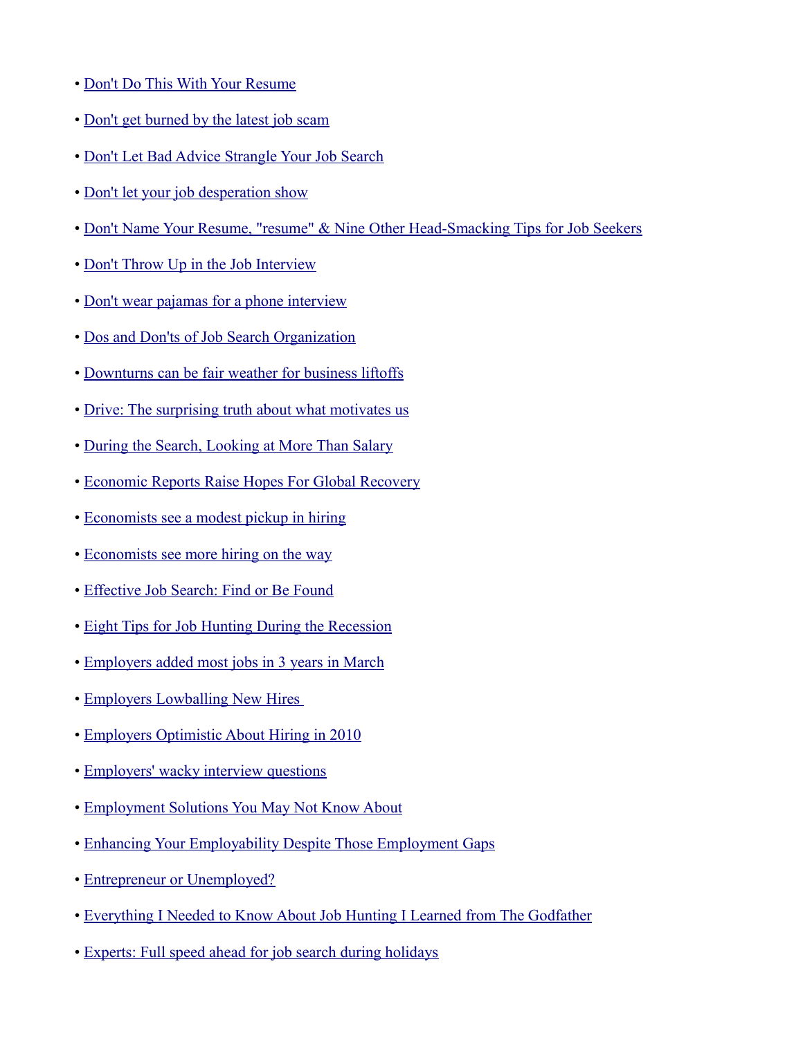- Don't Do This With Your Resume
- Don't get burned by the latest job scam
- Don't Let Bad Advice Strangle Your Job Search
- Don't let your job desperation show
- Don't Name Your Resume, "resume" & Nine Other Head-Smacking Tips for Job Seekers
- Don't Throw Up in the Job Interview
- Don't wear pajamas for a phone interview
- Dos and Don'ts of Job Search Organization
- Downturns can be fair weather for business liftoffs
- Drive: The surprising truth about what motivates us
- During the Search, Looking at More Than Salary
- Economic Reports Raise Hopes For Global Recovery
- Economists see a modest pickup in hiring
- Economists see more hiring on the way
- Effective Job Search: Find or Be Found
- Eight Tips for Job Hunting During the Recession
- Employers added most jobs in 3 years in March
- Employers Lowballing New Hires
- Employers Optimistic About Hiring in 2010
- Employers' wacky interview questions
- Employment Solutions You May Not Know About
- Enhancing Your Employability Despite Those Employment Gaps
- Entrepreneur or Unemployed?
- Everything I Needed to Know About Job Hunting I Learned from The Godfather
- Experts: Full speed ahead for job search during holidays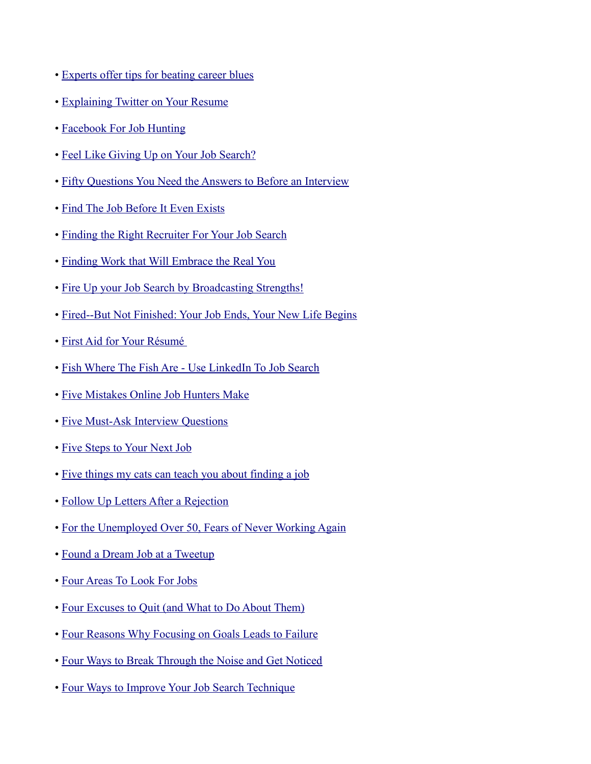- Experts offer tips for beating career blues
- Explaining Twitter on Your Resume
- Facebook For Job Hunting
- Feel Like Giving Up on Your Job Search?
- Fifty Questions You Need the Answers to Before an Interview
- Find The Job Before It Even Exists
- Finding the Right Recruiter For Your Job Search
- Finding Work that Will Embrace the Real You
- Fire Up your Job Search by Broadcasting Strengths!
- Fired--But Not Finished: Your Job Ends, Your New Life Begins
- First Aid for Your Résumé
- Fish Where The Fish Are - Use LinkedIn To Job Search
- Five Mistakes Online Job Hunters Make
- Five Must-Ask Interview Questions
- Five Steps to Your Next Job
- Five things my cats can teach you about finding a job
- Follow Up Letters After a Rejection
- For the Unemployed Over 50, Fears of Never Working Again
- Found a Dream Job at a Tweetup
- Four Areas To Look For Jobs
- Four Excuses to Quit (and What to Do About Them)
- Four Reasons Why Focusing on Goals Leads to Failure
- Four Ways to Break Through the Noise and Get Noticed
- Four Ways to Improve Your Job Search Technique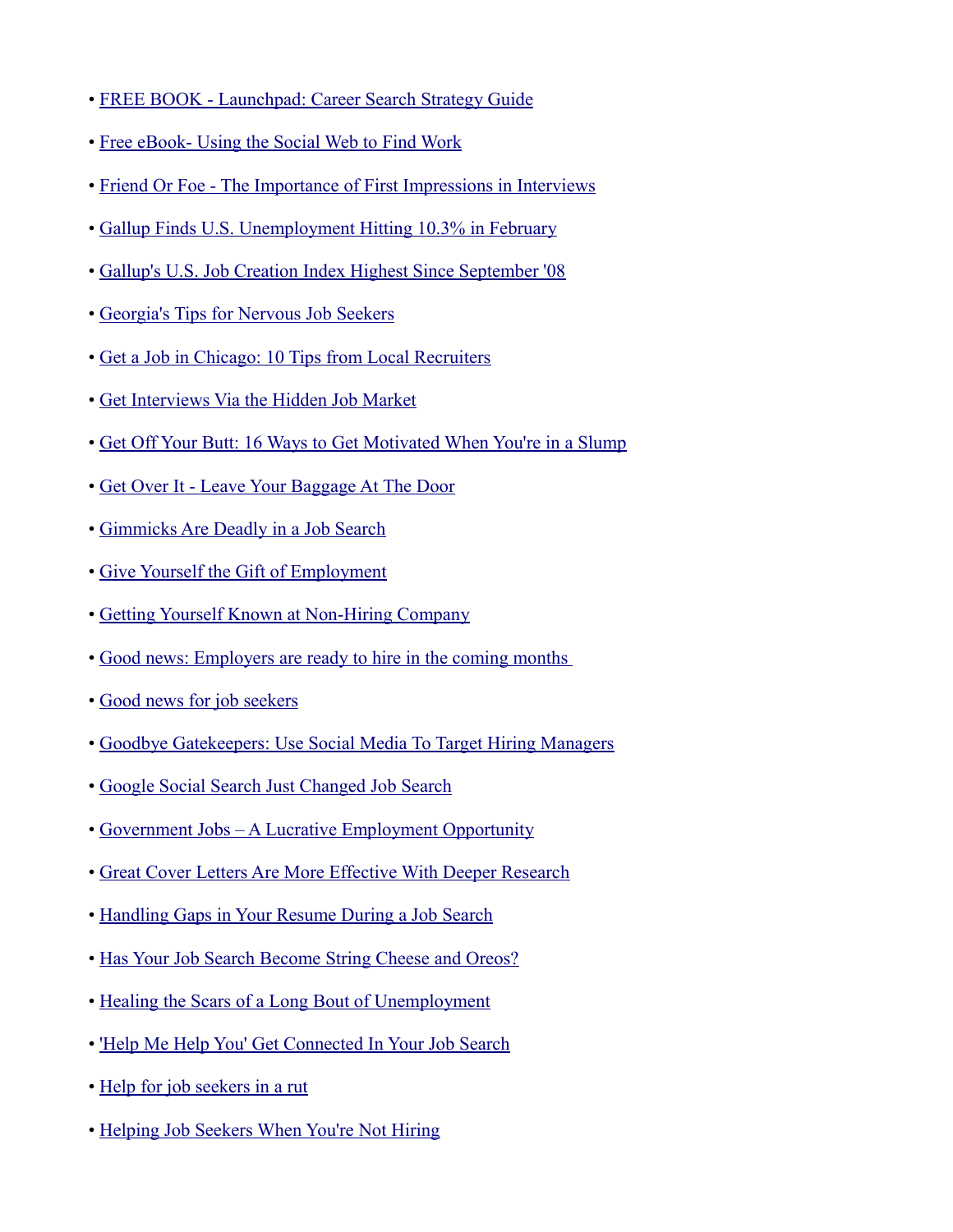- FREE BOOK - Launchpad: Career Search Strategy Guide
- Free eBook- Using the Social Web to Find Work
- Friend Or Foe - The Importance of First Impressions in Interviews
- Gallup Finds U.S. Unemployment Hitting 10.3% in February
- Gallup's U.S. Job Creation Index Highest Since September '08
- Georgia's Tips for Nervous Job Seekers
- Get a Job in Chicago: 10 Tips from Local Recruiters
- Get Interviews Via the Hidden Job Market
- Get Off Your Butt: 16 Ways to Get Motivated When You're in a Slump
- Get Over It - Leave Your Baggage At The Door
- Gimmicks Are Deadly in a Job Search
- Give Yourself the Gift of Employment
- Getting Yourself Known at Non-Hiring Company
- Good news: Employers are ready to hire in the coming months
- Good news for job seekers
- Goodbye Gatekeepers: Use Social Media To Target Hiring Managers
- Google Social Search Just Changed Job Search
- Government Jobs – A Lucrative Employment Opportunity
- Great Cover Letters Are More Effective With Deeper Research
- Handling Gaps in Your Resume During a Job Search
- Has Your Job Search Become String Cheese and Oreos?
- Healing the Scars of a Long Bout of Unemployment
- 'Help Me Help You' Get Connected In Your Job Search
- Help for job seekers in a rut
- Helping Job Seekers When You're Not Hiring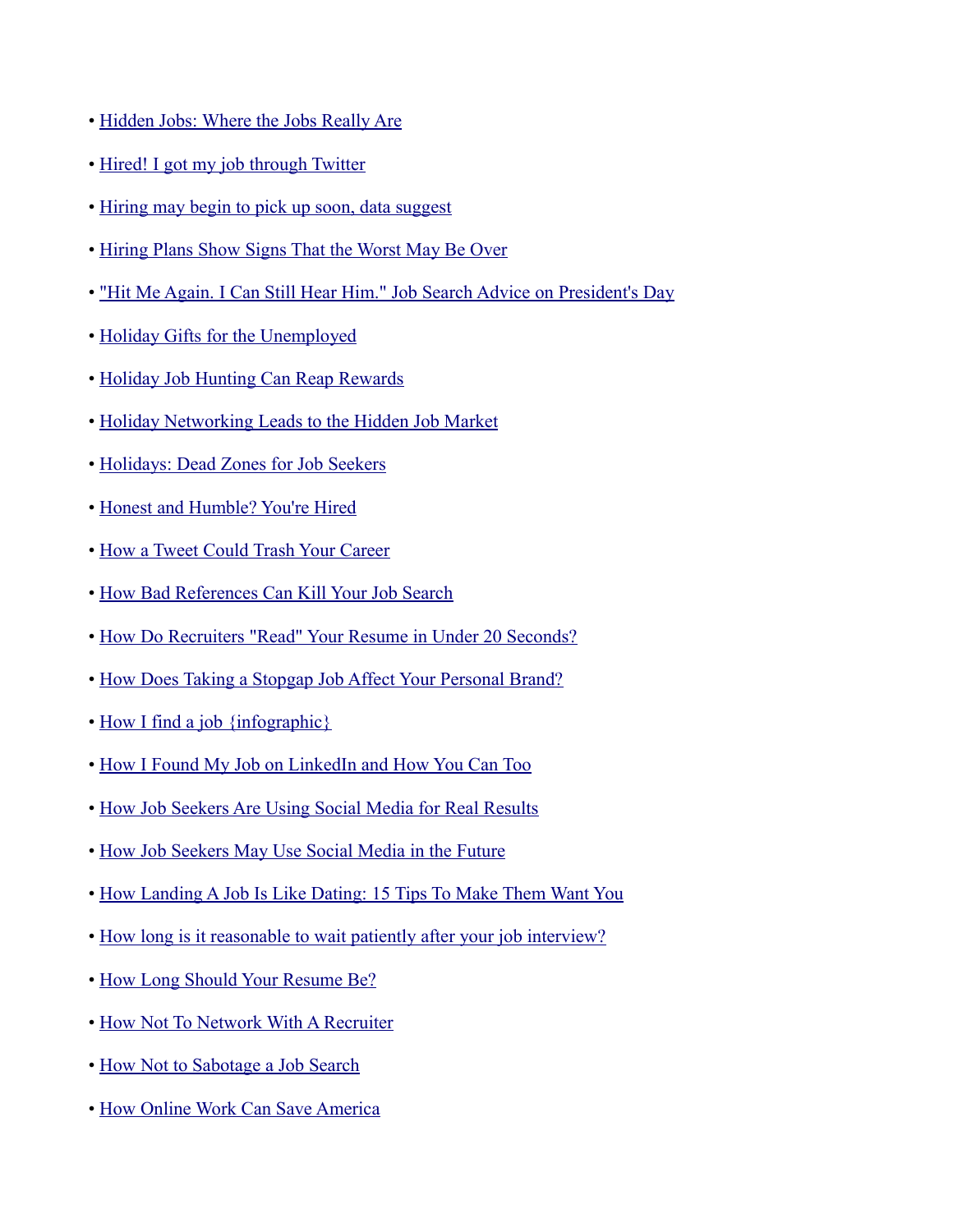- Hidden Jobs: Where the Jobs Really Are
- Hired! I got my job through Twitter
- Hiring may begin to pick up soon, data suggest
- Hiring Plans Show Signs That the Worst May Be Over
- "Hit Me Again. I Can Still Hear Him." Job Search Advice on President's Day
- Holiday Gifts for the Unemployed
- Holiday Job Hunting Can Reap Rewards
- Holiday Networking Leads to the Hidden Job Market
- Holidays: Dead Zones for Job Seekers
- Honest and Humble? You're Hired
- How a Tweet Could Trash Your Career
- How Bad References Can Kill Your Job Search
- How Do Recruiters "Read" Your Resume in Under 20 Seconds?
- How Does Taking a Stopgap Job Affect Your Personal Brand?
- How I find a job {infographic}
- How I Found My Job on LinkedIn and How You Can Too
- How Job Seekers Are Using Social Media for Real Results
- How Job Seekers May Use Social Media in the Future
- How Landing A Job Is Like Dating: 15 Tips To Make Them Want You
- How long is it reasonable to wait patiently after your job interview?
- How Long Should Your Resume Be?
- How Not To Network With A Recruiter
- How Not to Sabotage a Job Search
- How Online Work Can Save America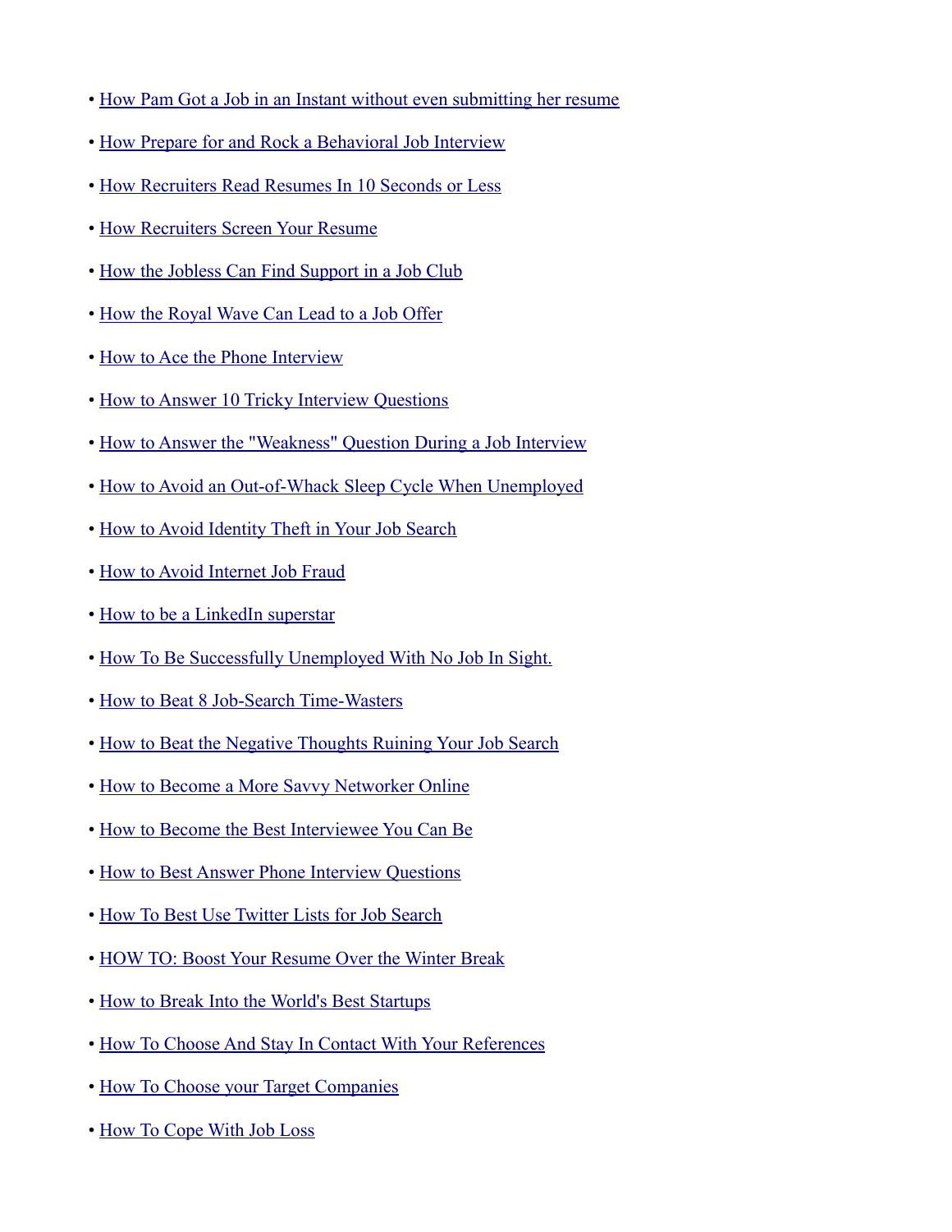- How Pam Got a Job in an Instant without even submitting her resume
- How Prepare for and Rock a Behavioral Job Interview
- How Recruiters Read Resumes In 10 Seconds or Less
- How Recruiters Screen Your Resume
- How the Jobless Can Find Support in a Job Club
- How the Royal Wave Can Lead to a Job Offer
- How to Ace the Phone Interview
- How to Answer 10 Tricky Interview Questions
- How to Answer the "Weakness" Question During a Job Interview
- How to Avoid an Out-of-Whack Sleep Cycle When Unemployed
- How to Avoid Identity Theft in Your Job Search
- How to Avoid Internet Job Fraud
- How to be a LinkedIn superstar
- How To Be Successfully Unemployed With No Job In Sight.
- How to Beat 8 Job-Search Time-Wasters
- How to Beat the Negative Thoughts Ruining Your Job Search
- How to Become a More Savvy Networker Online
- How to Become the Best Interviewee You Can Be
- How to Best Answer Phone Interview Questions
- How To Best Use Twitter Lists for Job Search
- HOW TO: Boost Your Resume Over the Winter Break
- How to Break Into the World's Best Startups
- How To Choose And Stay In Contact With Your References
- How To Choose your Target Companies
- How To Cope With Job Loss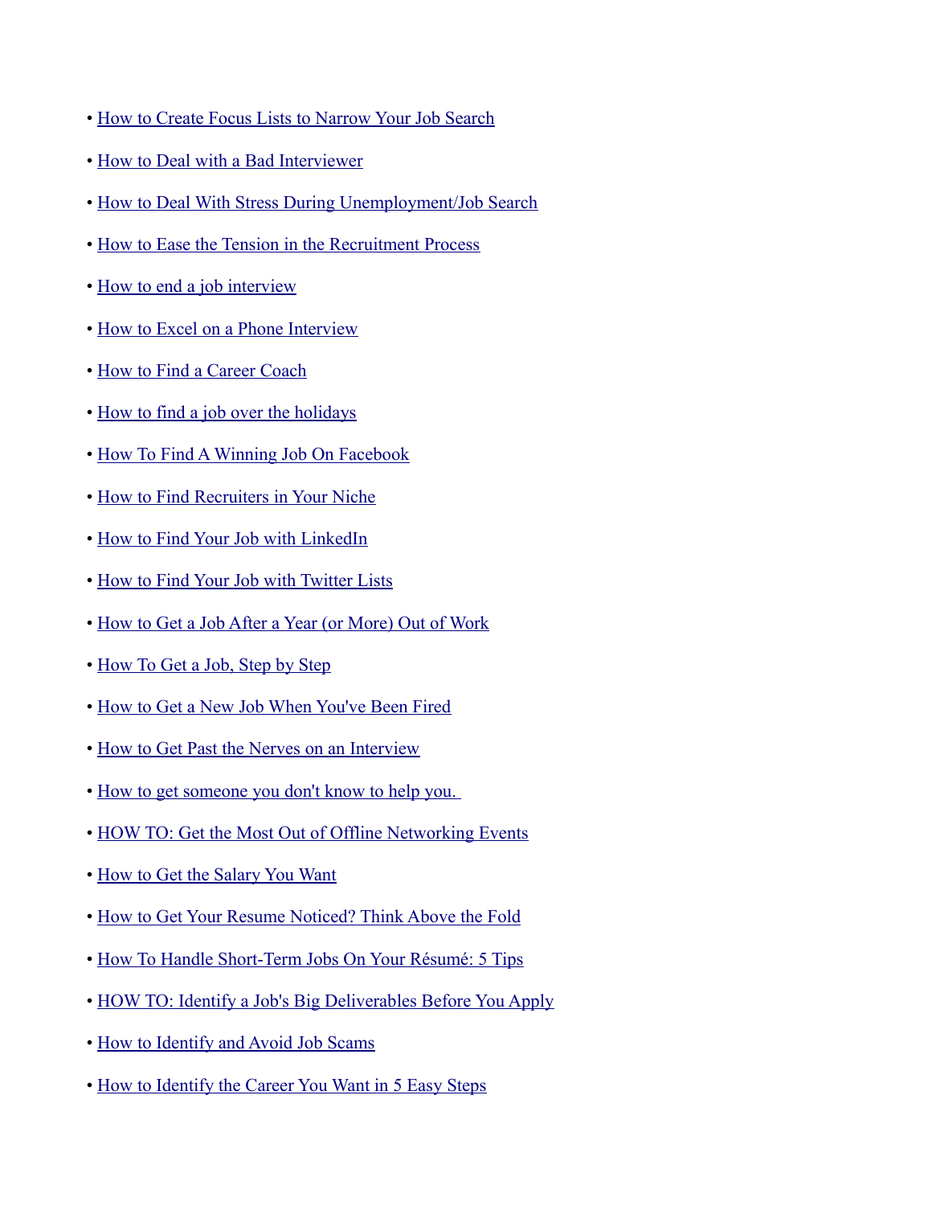- How to Create Focus Lists to Narrow Your Job Search
- How to Deal with a Bad Interviewer
- How to Deal With Stress During Unemployment/Job Search
- How to Ease the Tension in the Recruitment Process
- How to end a job interview
- How to Excel on a Phone Interview
- How to Find a Career Coach
- How to find a job over the holidays
- How To Find A Winning Job On Facebook
- How to Find Recruiters in Your Niche
- How to Find Your Job with LinkedIn
- How to Find Your Job with Twitter Lists
- How to Get a Job After a Year (or More) Out of Work
- How To Get a Job, Step by Step
- How to Get a New Job When You've Been Fired
- How to Get Past the Nerves on an Interview
- How to get someone you don't know to help you.
- HOW TO: Get the Most Out of Offline Networking Events
- How to Get the Salary You Want
- How to Get Your Resume Noticed? Think Above the Fold
- How To Handle Short-Term Jobs On Your Résumé: 5 Tips
- HOW TO: Identify a Job's Big Deliverables Before You Apply
- How to Identify and Avoid Job Scams
- How to Identify the Career You Want in 5 Easy Steps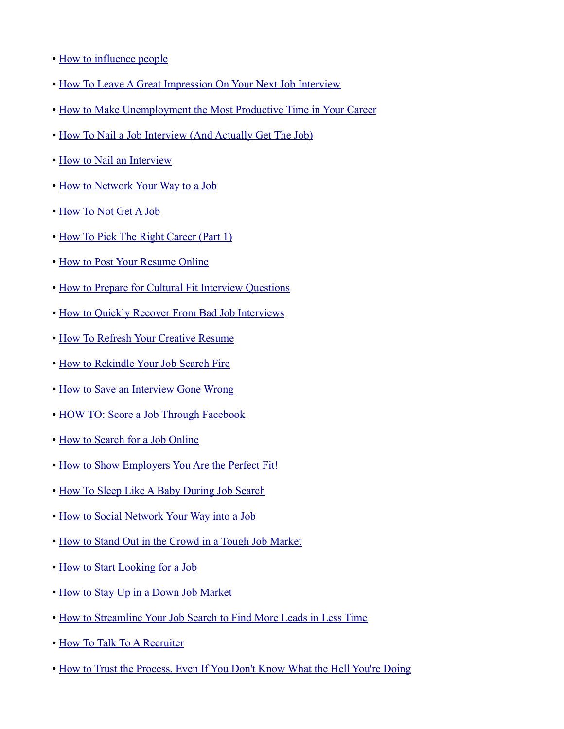- How to influence people
- How To Leave A Great Impression On Your Next Job Interview
- How to Make Unemployment the Most Productive Time in Your Career
- How To Nail a Job Interview (And Actually Get The Job)
- How to Nail an Interview
- How to Network Your Way to a Job
- How To Not Get A Job
- How To Pick The Right Career (Part 1)
- How to Post Your Resume Online
- How to Prepare for Cultural Fit Interview Questions
- How to Quickly Recover From Bad Job Interviews
- How To Refresh Your Creative Resume
- How to Rekindle Your Job Search Fire
- How to Save an Interview Gone Wrong
- HOW TO: Score a Job Through Facebook
- How to Search for a Job Online
- How to Show Employers You Are the Perfect Fit!
- How To Sleep Like A Baby During Job Search
- How to Social Network Your Way into a Job
- How to Stand Out in the Crowd in a Tough Job Market
- How to Start Looking for a Job
- How to Stay Up in a Down Job Market
- How to Streamline Your Job Search to Find More Leads in Less Time
- How To Talk To A Recruiter
- How to Trust the Process, Even If You Don't Know What the Hell You're Doing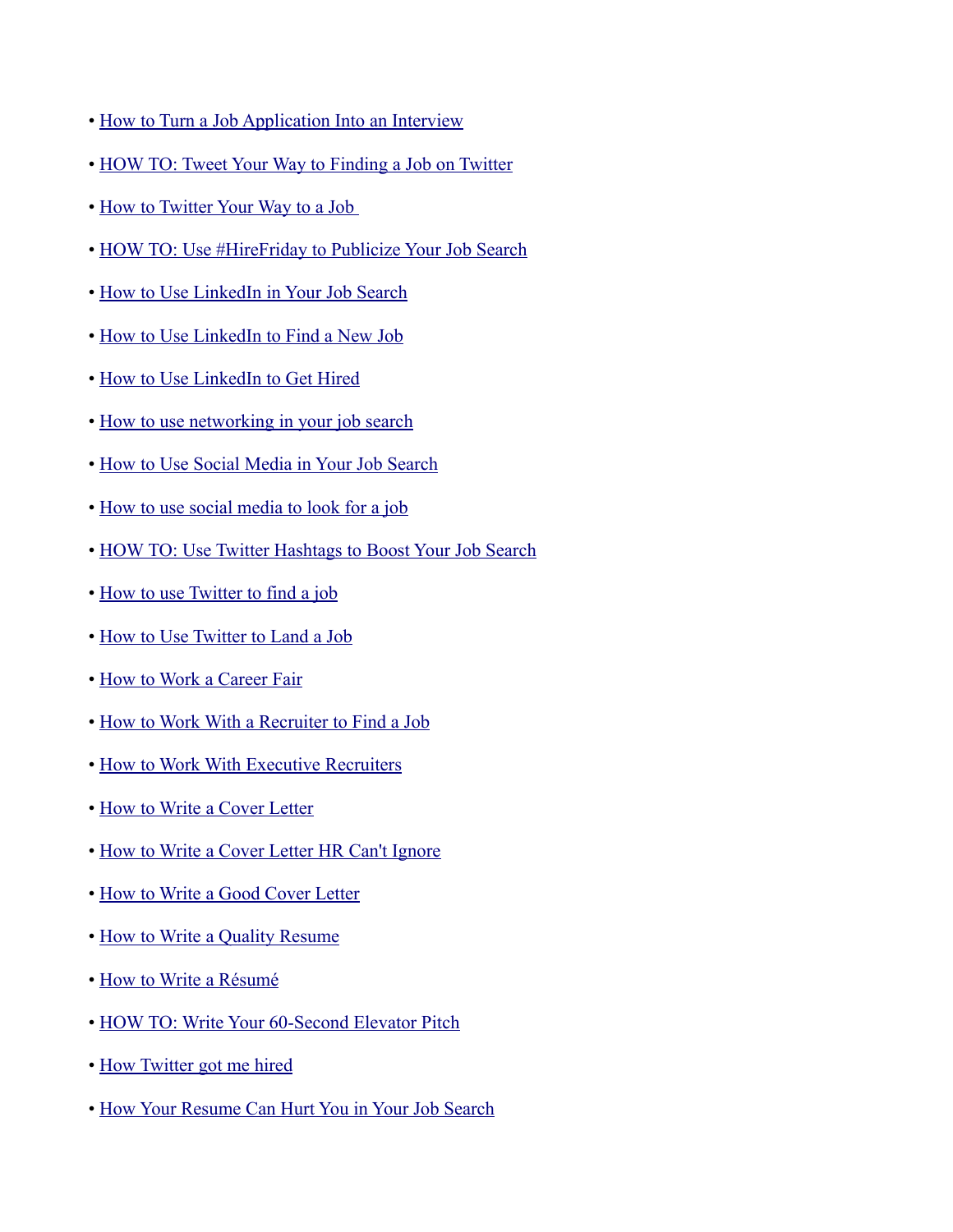- How to Turn a Job Application Into an Interview
- HOW TO: Tweet Your Way to Finding a Job on Twitter
- How to Twitter Your Way to a Job
- HOW TO: Use #HireFriday to Publicize Your Job Search
- How to Use LinkedIn in Your Job Search
- How to Use LinkedIn to Find a New Job
- How to Use LinkedIn to Get Hired
- How to use networking in your job search
- How to Use Social Media in Your Job Search
- How to use social media to look for a job
- HOW TO: Use Twitter Hashtags to Boost Your Job Search
- How to use Twitter to find a job
- How to Use Twitter to Land a Job
- How to Work a Career Fair
- How to Work With a Recruiter to Find a Job
- How to Work With Executive Recruiters
- How to Write a Cover Letter
- How to Write a Cover Letter HR Can't Ignore
- How to Write a Good Cover Letter
- How to Write a Quality Resume
- How to Write a Résumé
- HOW TO: Write Your 60-Second Elevator Pitch
- How Twitter got me hired
- How Your Resume Can Hurt You in Your Job Search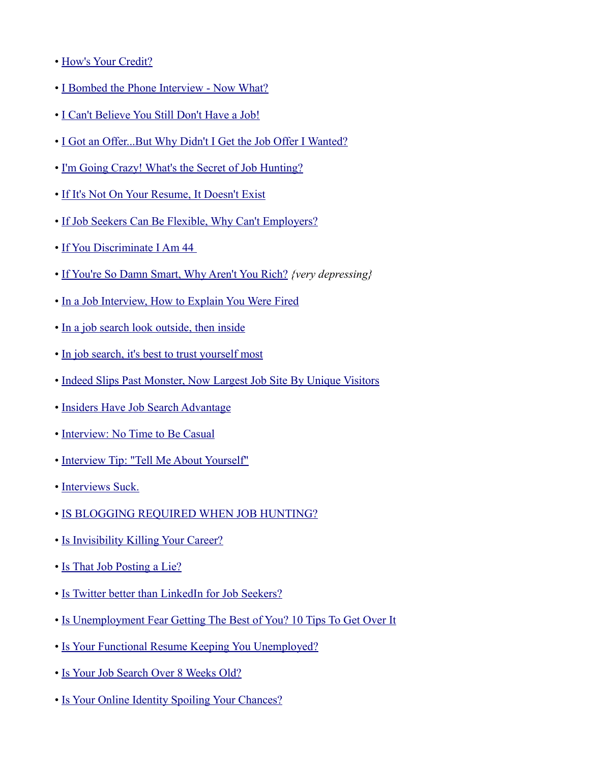- How's Your Credit?
- I Bombed the Phone Interview - Now What?
- I Can't Believe You Still Don't Have a Job!
- I Got an Offer...But Why Didn't I Get the Job Offer I Wanted?
- I'm Going Crazy! What's the Secret of Job Hunting?
- If It's Not On Your Resume, It Doesn't Exist
- If Job Seekers Can Be Flexible, Why Can't Employers?
- If You Discriminate I Am 44
- If You're So Damn Smart, Why Aren't You Rich? *{very depressing}*
- In a Job Interview, How to Explain You Were Fired
- In a job search look outside, then inside
- In job search, it's best to trust yourself most
- Indeed Slips Past Monster, Now Largest Job Site By Unique Visitors
- Insiders Have Job Search Advantage
- Interview: No Time to Be Casual
- Interview Tip: "Tell Me About Yourself"
- Interviews Suck.
- IS BLOGGING REQUIRED WHEN JOB HUNTING?
- Is Invisibility Killing Your Career?
- Is That Job Posting a Lie?
- Is Twitter better than LinkedIn for Job Seekers?
- Is Unemployment Fear Getting The Best of You? 10 Tips To Get Over It
- Is Your Functional Resume Keeping You Unemployed?
- Is Your Job Search Over 8 Weeks Old?
- Is Your Online Identity Spoiling Your Chances?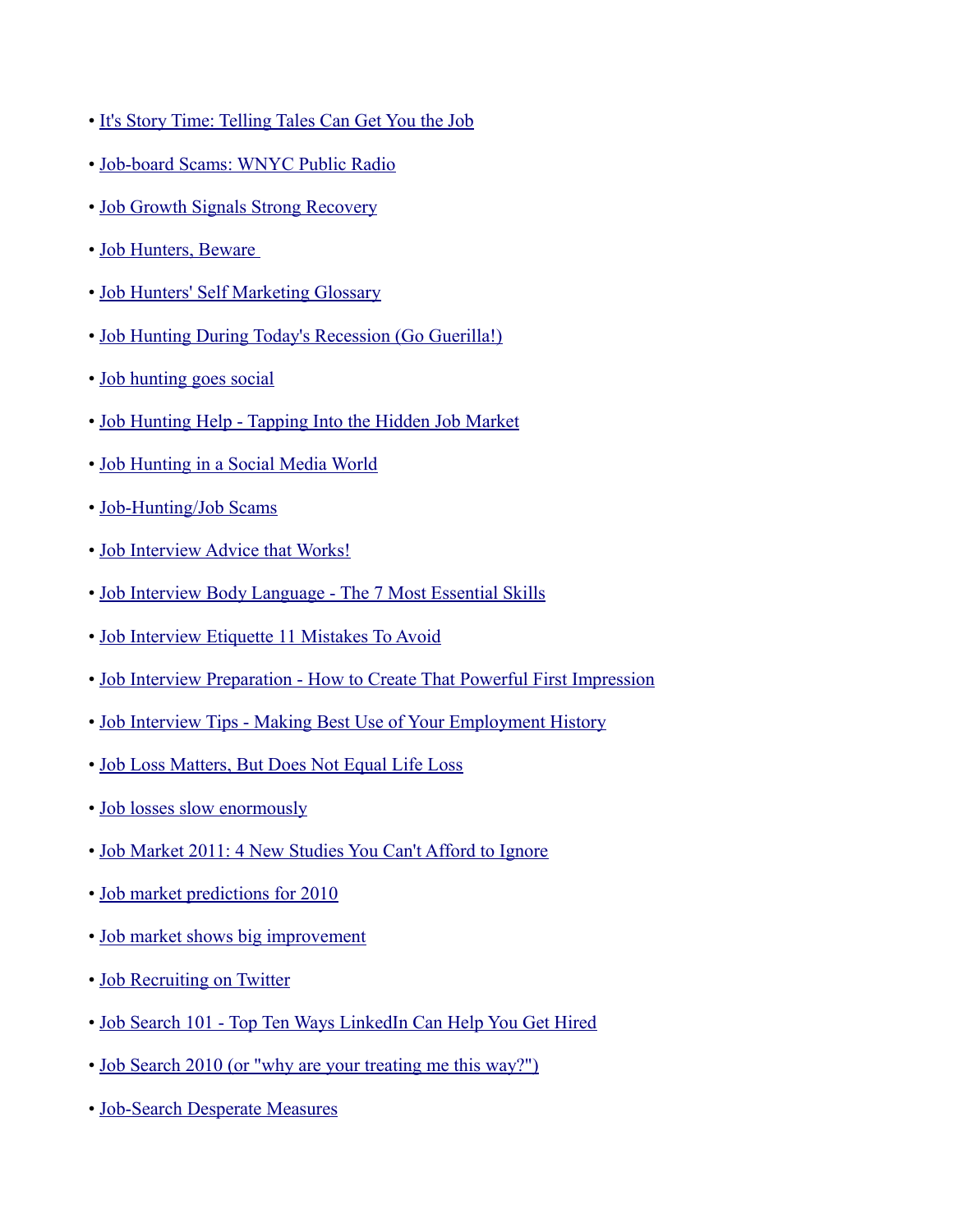- It's Story Time: Telling Tales Can Get You the Job
- Job-board Scams: WNYC Public Radio
- Job Growth Signals Strong Recovery
- Job Hunters, Beware
- Job Hunters' Self Marketing Glossary
- Job Hunting During Today's Recession (Go Guerilla!)
- Job hunting goes social
- Job Hunting Help - Tapping Into the Hidden Job Market
- Job Hunting in a Social Media World
- Job-Hunting/Job Scams
- Job Interview Advice that Works!
- Job Interview Body Language - The 7 Most Essential Skills
- Job Interview Etiquette 11 Mistakes To Avoid
- Job Interview Preparation - How to Create That Powerful First Impression
- Job Interview Tips - Making Best Use of Your Employment History
- Job Loss Matters, But Does Not Equal Life Loss
- Job losses slow enormously
- Job Market 2011: 4 New Studies You Can't Afford to Ignore
- Job market predictions for 2010
- Job market shows big improvement
- Job Recruiting on Twitter
- Job Search 101 - Top Ten Ways LinkedIn Can Help You Get Hired
- Job Search 2010 (or "why are your treating me this way?")
- Job-Search Desperate Measures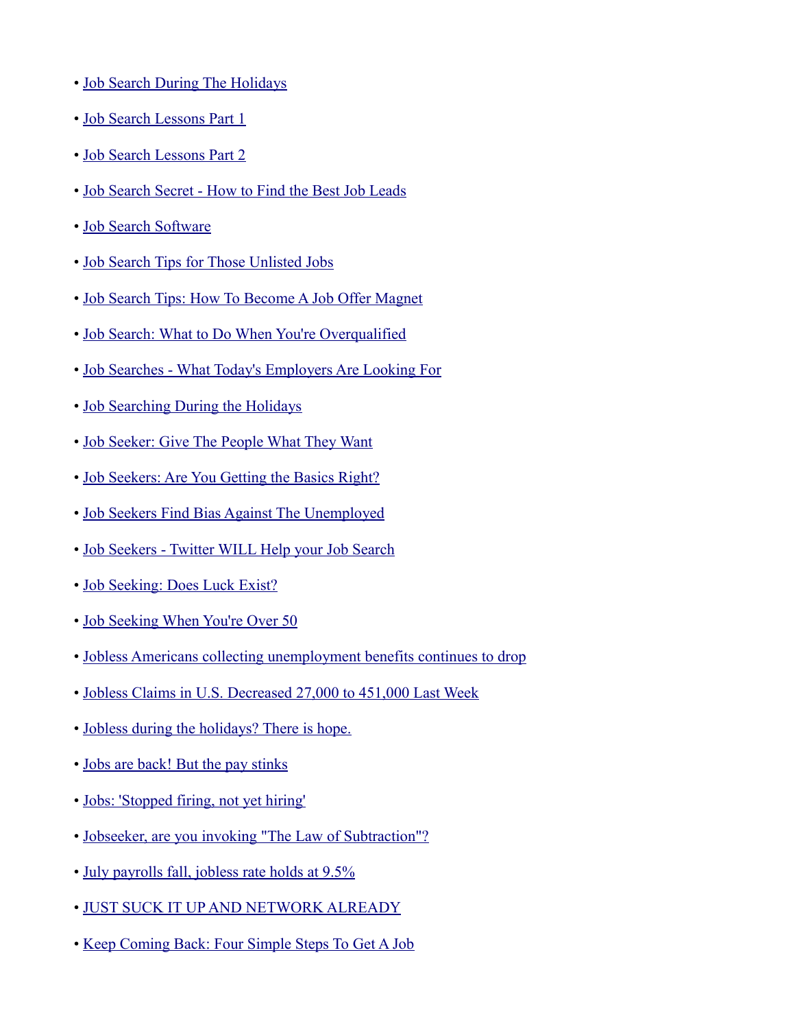- Job Search During The Holidays
- Job Search Lessons Part 1
- Job Search Lessons Part 2
- Job Search Secret - How to Find the Best Job Leads
- Job Search Software
- Job Search Tips for Those Unlisted Jobs
- Job Search Tips: How To Become A Job Offer Magnet
- Job Search: What to Do When You're Overqualified
- Job Searches - What Today's Employers Are Looking For
- Job Searching During the Holidays
- Job Seeker: Give The People What They Want
- Job Seekers: Are You Getting the Basics Right?
- Job Seekers Find Bias Against The Unemployed
- Job Seekers - Twitter WILL Help your Job Search
- Job Seeking: Does Luck Exist?
- Job Seeking When You're Over 50
- Jobless Americans collecting unemployment benefits continues to drop
- Jobless Claims in U.S. Decreased 27,000 to 451,000 Last Week
- Jobless during the holidays? There is hope.
- Jobs are back! But the pay stinks
- Jobs: 'Stopped firing, not yet hiring'
- Jobseeker, are you invoking "The Law of Subtraction"?
- July payrolls fall, jobless rate holds at 9.5%
- JUST SUCK IT UP AND NETWORK ALREADY
- Keep Coming Back: Four Simple Steps To Get A Job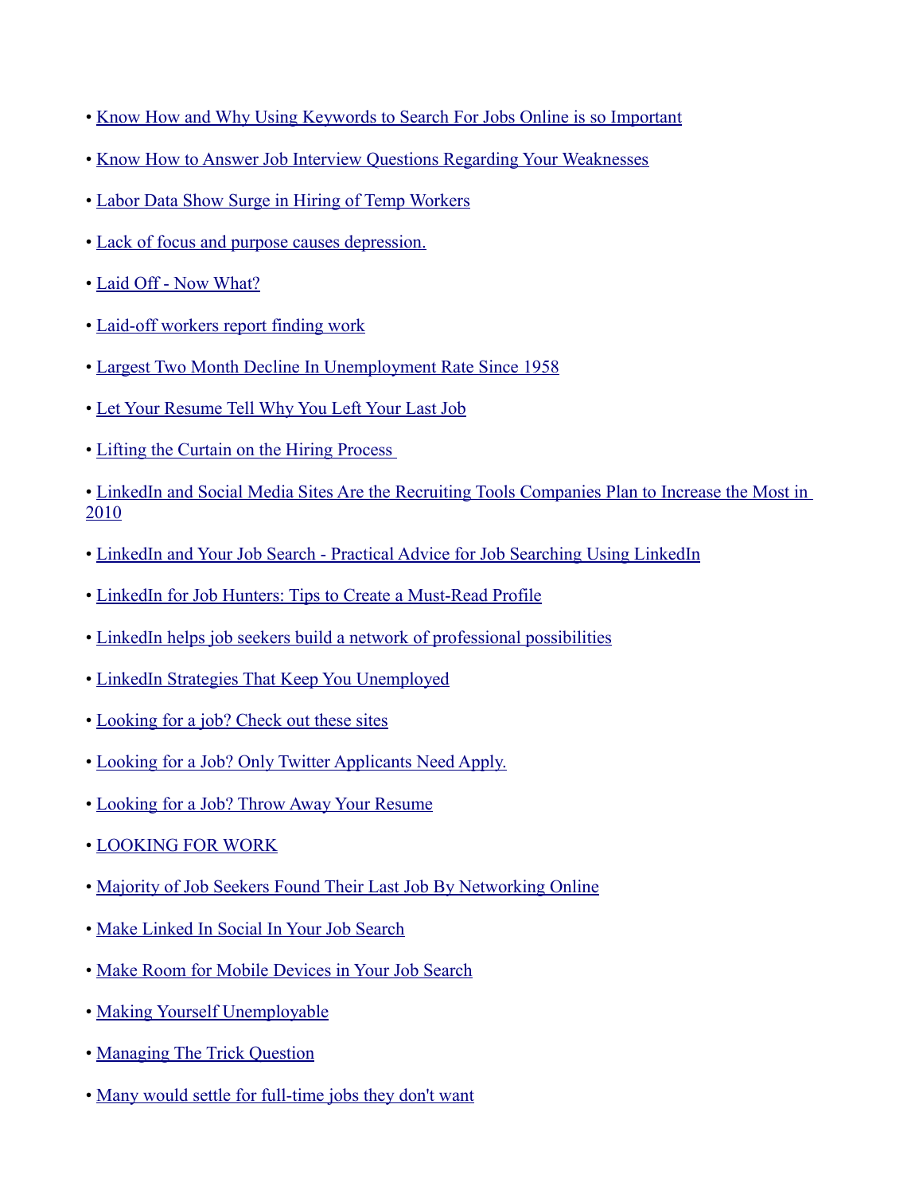- Know How and Why Using Keywords to Search For Jobs Online is so Important
- Know How to Answer Job Interview Questions Regarding Your Weaknesses
- Labor Data Show Surge in Hiring of Temp Workers
- Lack of focus and purpose causes depression.
- Laid Off - Now What?
- Laid-off workers report finding work
- Largest Two Month Decline In Unemployment Rate Since 1958
- Let Your Resume Tell Why You Left Your Last Job
- Lifting the Curtain on the Hiring Process
- LinkedIn and Social Media Sites Are the Recruiting Tools Companies Plan to Increase the Most in 2010
- LinkedIn and Your Job Search - Practical Advice for Job Searching Using LinkedIn
- LinkedIn for Job Hunters: Tips to Create a Must-Read Profile
- LinkedIn helps job seekers build a network of professional possibilities
- LinkedIn Strategies That Keep You Unemployed
- Looking for a job? Check out these sites
- Looking for a Job? Only Twitter Applicants Need Apply.
- Looking for a Job? Throw Away Your Resume
- LOOKING FOR WORK
- Majority of Job Seekers Found Their Last Job By Networking Online
- Make Linked In Social In Your Job Search
- Make Room for Mobile Devices in Your Job Search
- Making Yourself Unemployable
- Managing The Trick Question
- Many would settle for full-time jobs they don't want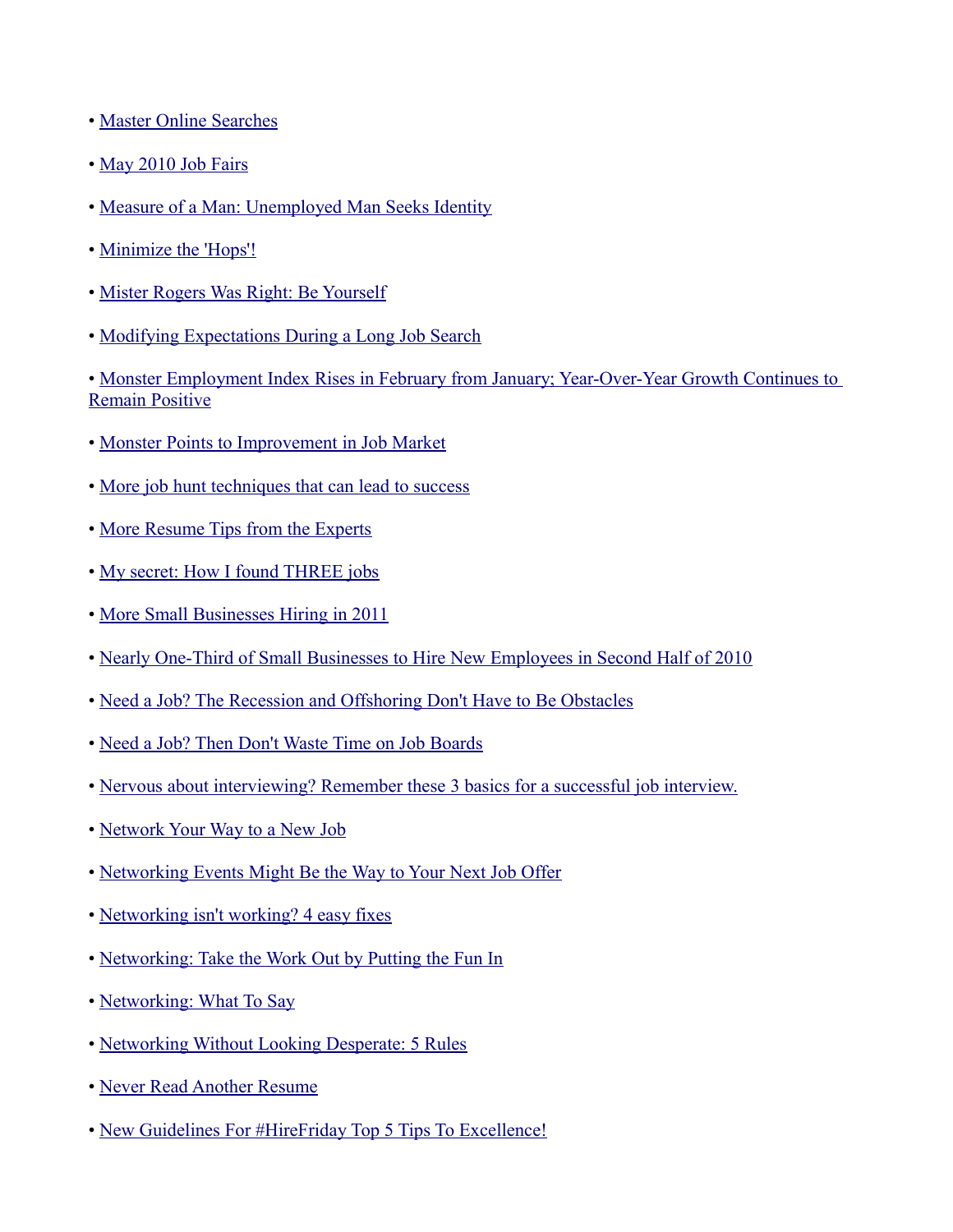- Master Online Searches
- May 2010 Job Fairs
- Measure of a Man: Unemployed Man Seeks Identity
- Minimize the 'Hops'!
- Mister Rogers Was Right: Be Yourself
- Modifying Expectations During a Long Job Search
- Monster Employment Index Rises in February from January; Year-Over-Year Growth Continues to Remain Positive
- Monster Points to Improvement in Job Market
- More job hunt techniques that can lead to success
- More Resume Tips from the Experts
- My secret: How I found THREE jobs
- More Small Businesses Hiring in 2011
- Nearly One-Third of Small Businesses to Hire New Employees in Second Half of 2010
- Need a Job? The Recession and Offshoring Don't Have to Be Obstacles
- Need a Job? Then Don't Waste Time on Job Boards
- Nervous about interviewing? Remember these 3 basics for a successful job interview.
- Network Your Way to a New Job
- Networking Events Might Be the Way to Your Next Job Offer
- Networking isn't working? 4 easy fixes
- Networking: Take the Work Out by Putting the Fun In
- Networking: What To Say
- Networking Without Looking Desperate: 5 Rules
- Never Read Another Resume
- New Guidelines For #HireFriday Top 5 Tips To Excellence!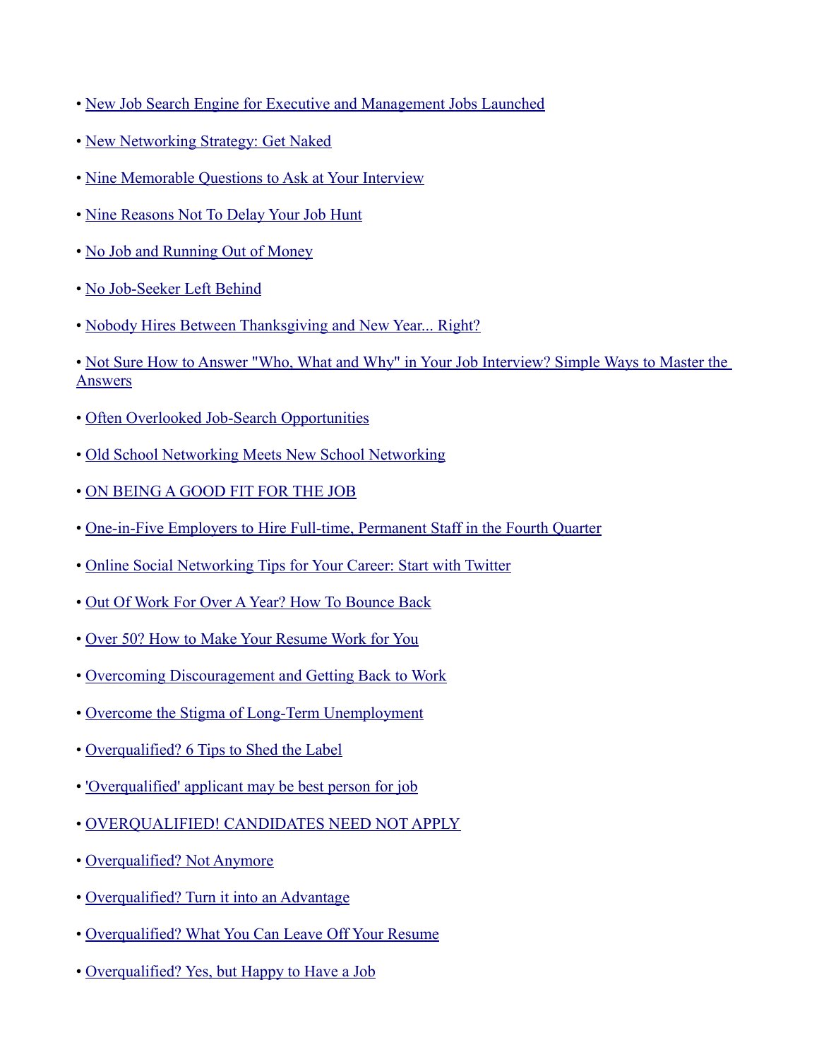- New Job Search Engine for Executive and Management Jobs Launched
- New Networking Strategy: Get Naked
- Nine Memorable Questions to Ask at Your Interview
- Nine Reasons Not To Delay Your Job Hunt
- No Job and Running Out of Money
- No Job-Seeker Left Behind
- Nobody Hires Between Thanksgiving and New Year... Right?
- Not Sure How to Answer "Who, What and Why" in Your Job Interview? Simple Ways to Master the Answers
- Often Overlooked Job-Search Opportunities
- Old School Networking Meets New School Networking
- ON BEING A GOOD FIT FOR THE JOB
- One-in-Five Employers to Hire Full-time, Permanent Staff in the Fourth Quarter
- Online Social Networking Tips for Your Career: Start with Twitter
- Out Of Work For Over A Year? How To Bounce Back
- Over 50? How to Make Your Resume Work for You
- Overcoming Discouragement and Getting Back to Work
- Overcome the Stigma of Long-Term Unemployment
- Overqualified? 6 Tips to Shed the Label
- 'Overqualified' applicant may be best person for job
- OVERQUALIFIED! CANDIDATES NEED NOT APPLY
- Overqualified? Not Anymore
- Overqualified? Turn it into an Advantage
- Overqualified? What You Can Leave Off Your Resume
- Overqualified? Yes, but Happy to Have a Job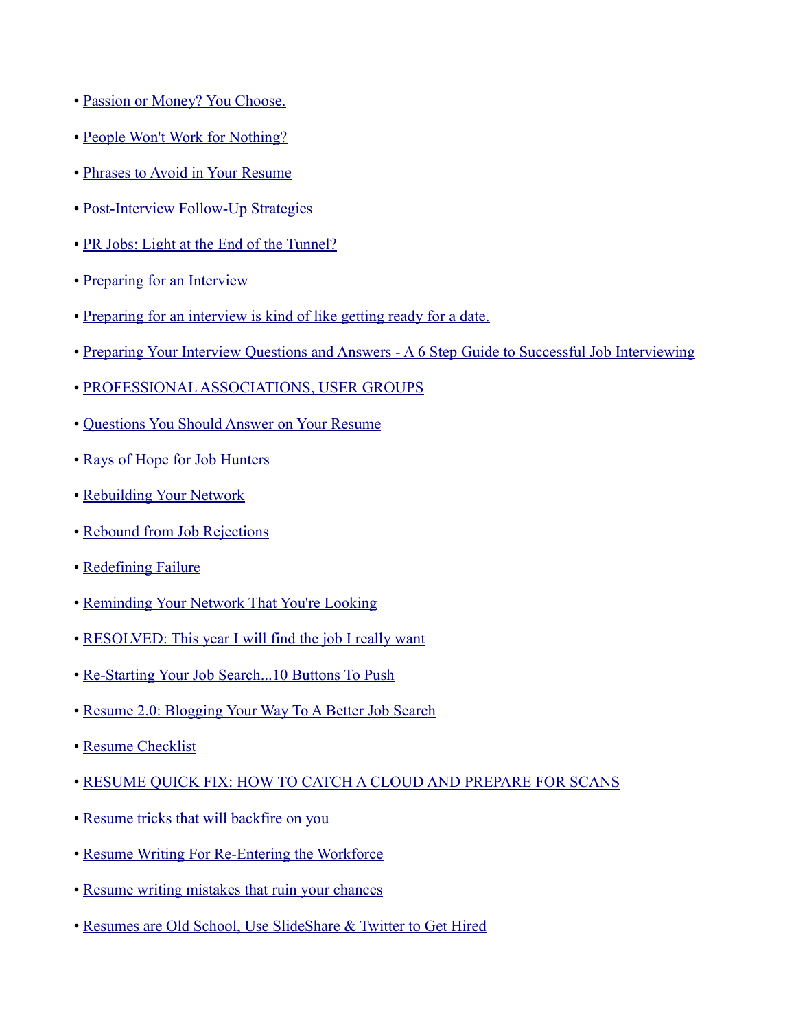- Passion or Money? You Choose.
- People Won't Work for Nothing?
- Phrases to Avoid in Your Resume
- Post-Interview Follow-Up Strategies
- PR Jobs: Light at the End of the Tunnel?
- Preparing for an Interview
- Preparing for an interview is kind of like getting ready for a date.
- Preparing Your Interview Questions and Answers - A 6 Step Guide to Successful Job Interviewing
- PROFESSIONAL ASSOCIATIONS, USER GROUPS
- Questions You Should Answer on Your Resume
- Rays of Hope for Job Hunters
- Rebuilding Your Network
- Rebound from Job Rejections
- Redefining Failure
- Reminding Your Network That You're Looking
- RESOLVED: This year I will find the job I really want
- Re-Starting Your Job Search...10 Buttons To Push
- Resume 2.0: Blogging Your Way To A Better Job Search
- Resume Checklist
- RESUME QUICK FIX: HOW TO CATCH A CLOUD AND PREPARE FOR SCANS
- Resume tricks that will backfire on you
- Resume Writing For Re-Entering the Workforce
- Resume writing mistakes that ruin your chances
- Resumes are Old School, Use SlideShare & Twitter to Get Hired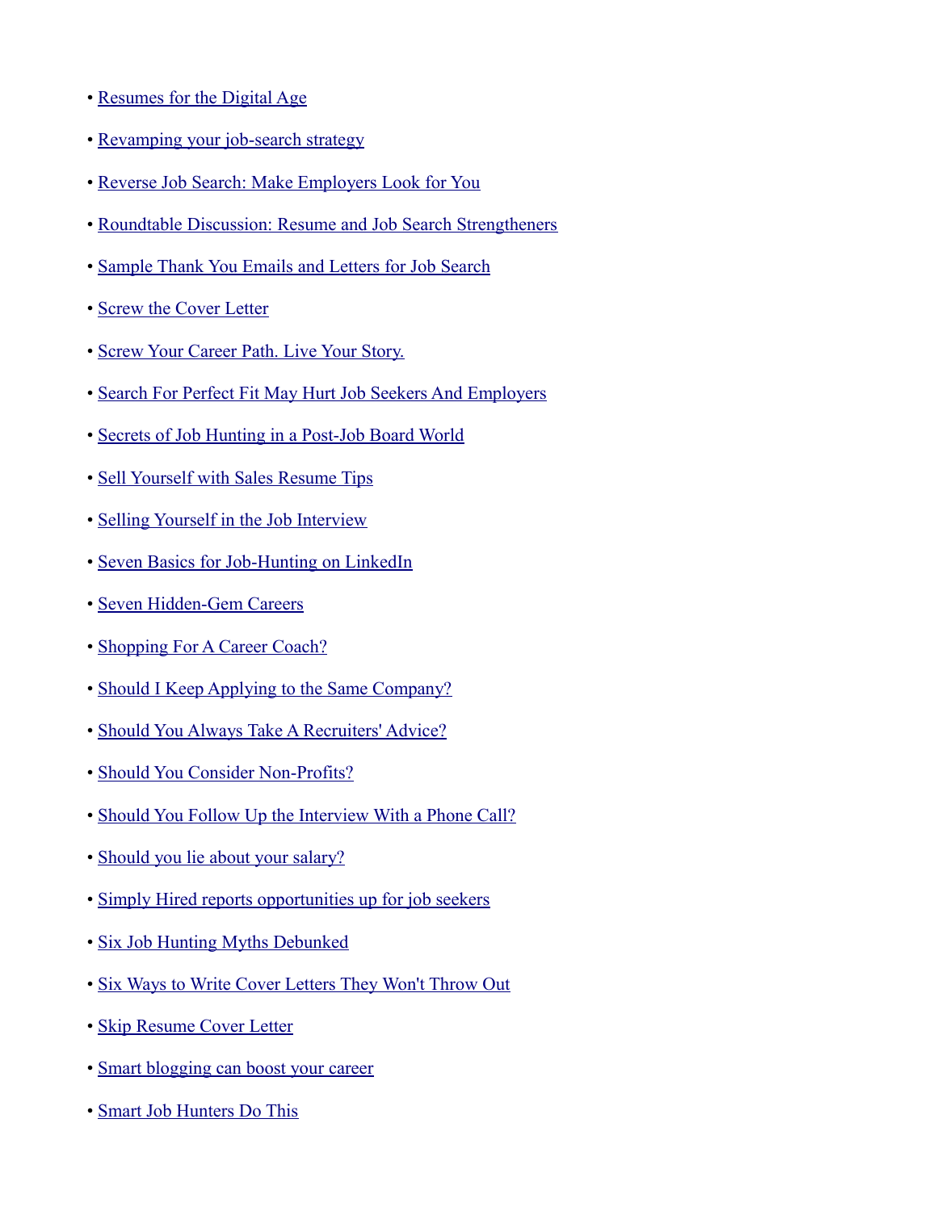- Resumes for the Digital Age
- Revamping your job-search strategy
- Reverse Job Search: Make Employers Look for You
- Roundtable Discussion: Resume and Job Search Strengtheners
- Sample Thank You Emails and Letters for Job Search
- Screw the Cover Letter
- Screw Your Career Path. Live Your Story.
- Search For Perfect Fit May Hurt Job Seekers And Employers
- Secrets of Job Hunting in a Post-Job Board World
- Sell Yourself with Sales Resume Tips
- Selling Yourself in the Job Interview
- Seven Basics for Job-Hunting on LinkedIn
- Seven Hidden-Gem Careers
- Shopping For A Career Coach?
- Should I Keep Applying to the Same Company?
- Should You Always Take A Recruiters' Advice?
- Should You Consider Non-Profits?
- Should You Follow Up the Interview With a Phone Call?
- Should you lie about your salary?
- Simply Hired reports opportunities up for job seekers
- Six Job Hunting Myths Debunked
- Six Ways to Write Cover Letters They Won't Throw Out
- Skip Resume Cover Letter
- Smart blogging can boost your career
- Smart Job Hunters Do This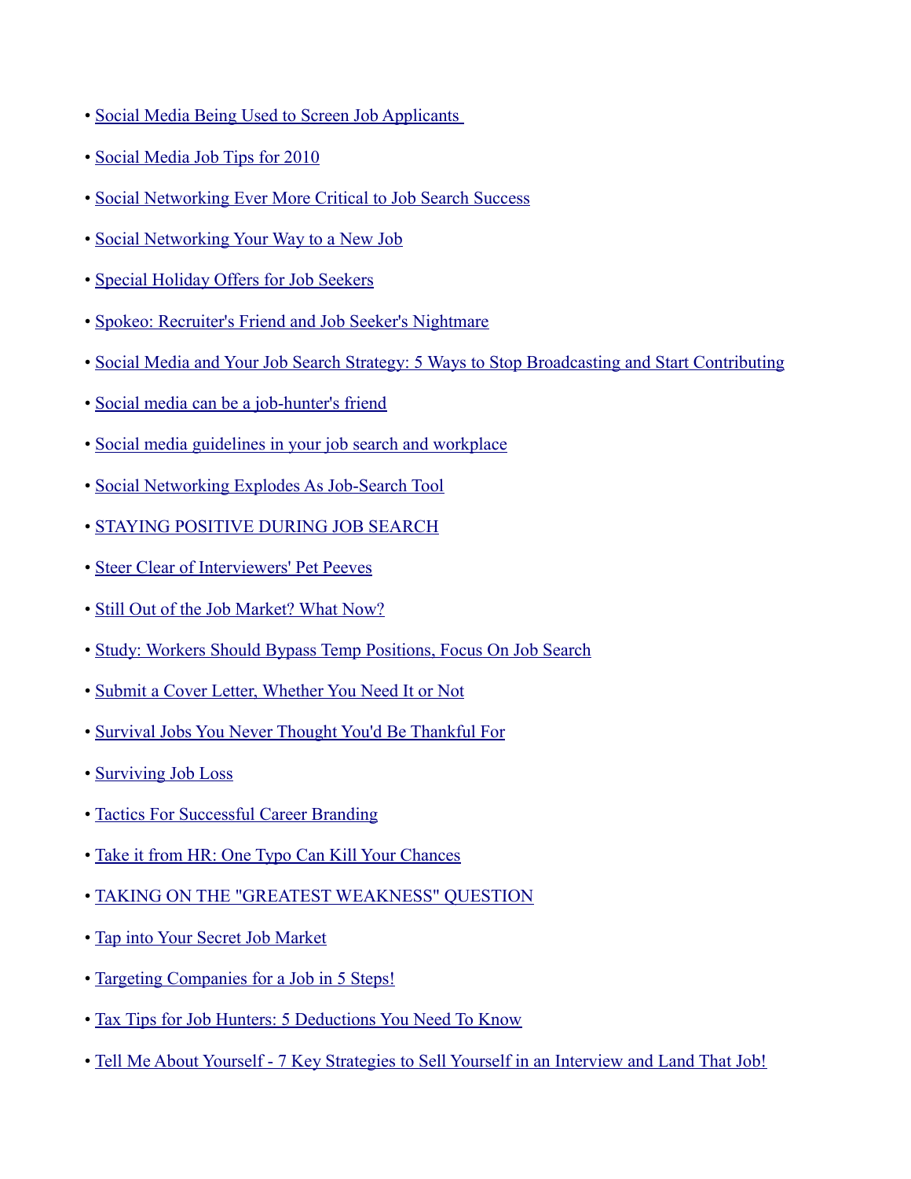- Social Media Being Used to Screen Job Applicants
- Social Media Job Tips for 2010
- Social Networking Ever More Critical to Job Search Success
- Social Networking Your Way to a New Job
- Special Holiday Offers for Job Seekers
- Spokeo: Recruiter's Friend and Job Seeker's Nightmare
- Social Media and Your Job Search Strategy: 5 Ways to Stop Broadcasting and Start Contributing
- Social media can be a job-hunter's friend
- Social media guidelines in your job search and workplace
- Social Networking Explodes As Job-Search Tool
- STAYING POSITIVE DURING JOB SEARCH
- Steer Clear of Interviewers' Pet Peeves
- Still Out of the Job Market? What Now?
- Study: Workers Should Bypass Temp Positions, Focus On Job Search
- Submit a Cover Letter, Whether You Need It or Not
- Survival Jobs You Never Thought You'd Be Thankful For
- Surviving Job Loss
- Tactics For Successful Career Branding
- Take it from HR: One Typo Can Kill Your Chances
- TAKING ON THE "GREATEST WEAKNESS" QUESTION
- Tap into Your Secret Job Market
- Targeting Companies for a Job in 5 Steps!
- Tax Tips for Job Hunters: 5 Deductions You Need To Know
- Tell Me About Yourself - 7 Key Strategies to Sell Yourself in an Interview and Land That Job!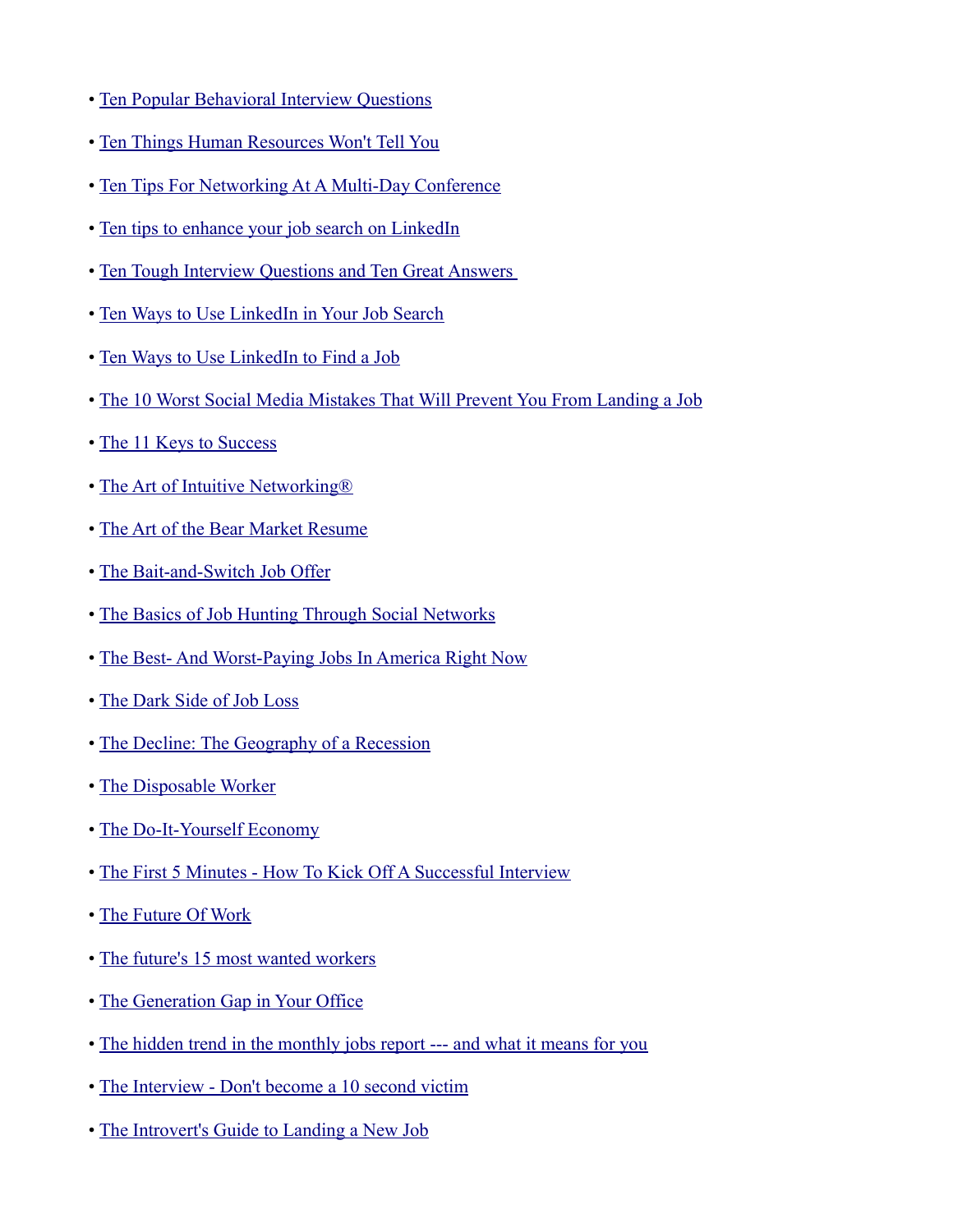- Ten Popular Behavioral Interview Questions
- Ten Things Human Resources Won't Tell You
- Ten Tips For Networking At A Multi-Day Conference
- Ten tips to enhance your job search on LinkedIn
- Ten Tough Interview Questions and Ten Great Answers
- Ten Ways to Use LinkedIn in Your Job Search
- Ten Ways to Use LinkedIn to Find a Job
- The 10 Worst Social Media Mistakes That Will Prevent You From Landing a Job
- The 11 Keys to Success
- The Art of Intuitive Networking®
- The Art of the Bear Market Resume
- The Bait-and-Switch Job Offer
- The Basics of Job Hunting Through Social Networks
- The Best- And Worst-Paying Jobs In America Right Now
- The Dark Side of Job Loss
- The Decline: The Geography of a Recession
- The Disposable Worker
- The Do-It-Yourself Economy
- The First 5 Minutes - How To Kick Off A Successful Interview
- The Future Of Work
- The future's 15 most wanted workers
- The Generation Gap in Your Office
- The hidden trend in the monthly jobs report --- and what it means for you
- The Interview - Don't become a 10 second victim
- The Introvert's Guide to Landing a New Job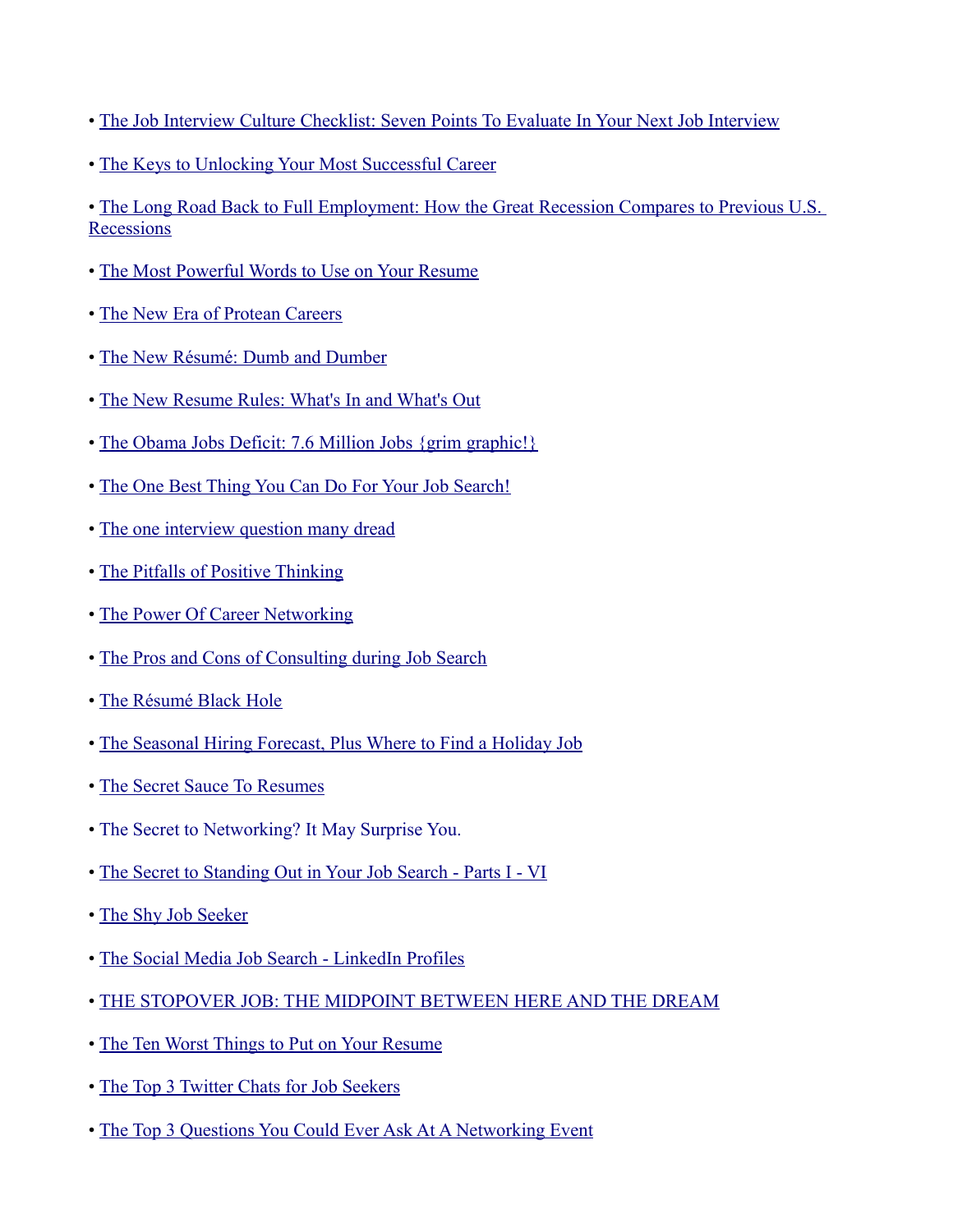- The Job Interview Culture Checklist: Seven Points To Evaluate In Your Next Job Interview
- The Keys to Unlocking Your Most Successful Career
- The Long Road Back to Full Employment: How the Great Recession Compares to Previous U.S. Recessions
- The Most Powerful Words to Use on Your Resume
- The New Era of Protean Careers
- The New Résumé: Dumb and Dumber
- The New Resume Rules: What's In and What's Out
- The Obama Jobs Deficit: 7.6 Million Jobs {grim graphic!}
- The One Best Thing You Can Do For Your Job Search!
- The one interview question many dread
- The Pitfalls of Positive Thinking
- The Power Of Career Networking
- The Pros and Cons of Consulting during Job Search
- The Résumé Black Hole
- The Seasonal Hiring Forecast, Plus Where to Find a Holiday Job
- The Secret Sauce To Resumes
- The Secret to Networking? It May Surprise You.
- The Secret to Standing Out in Your Job Search - Parts I - VI
- The Shy Job Seeker
- The Social Media Job Search - LinkedIn Profiles
- THE STOPOVER JOB: THE MIDPOINT BETWEEN HERE AND THE DREAM
- The Ten Worst Things to Put on Your Resume
- The Top 3 Twitter Chats for Job Seekers
- The Top 3 Questions You Could Ever Ask At A Networking Event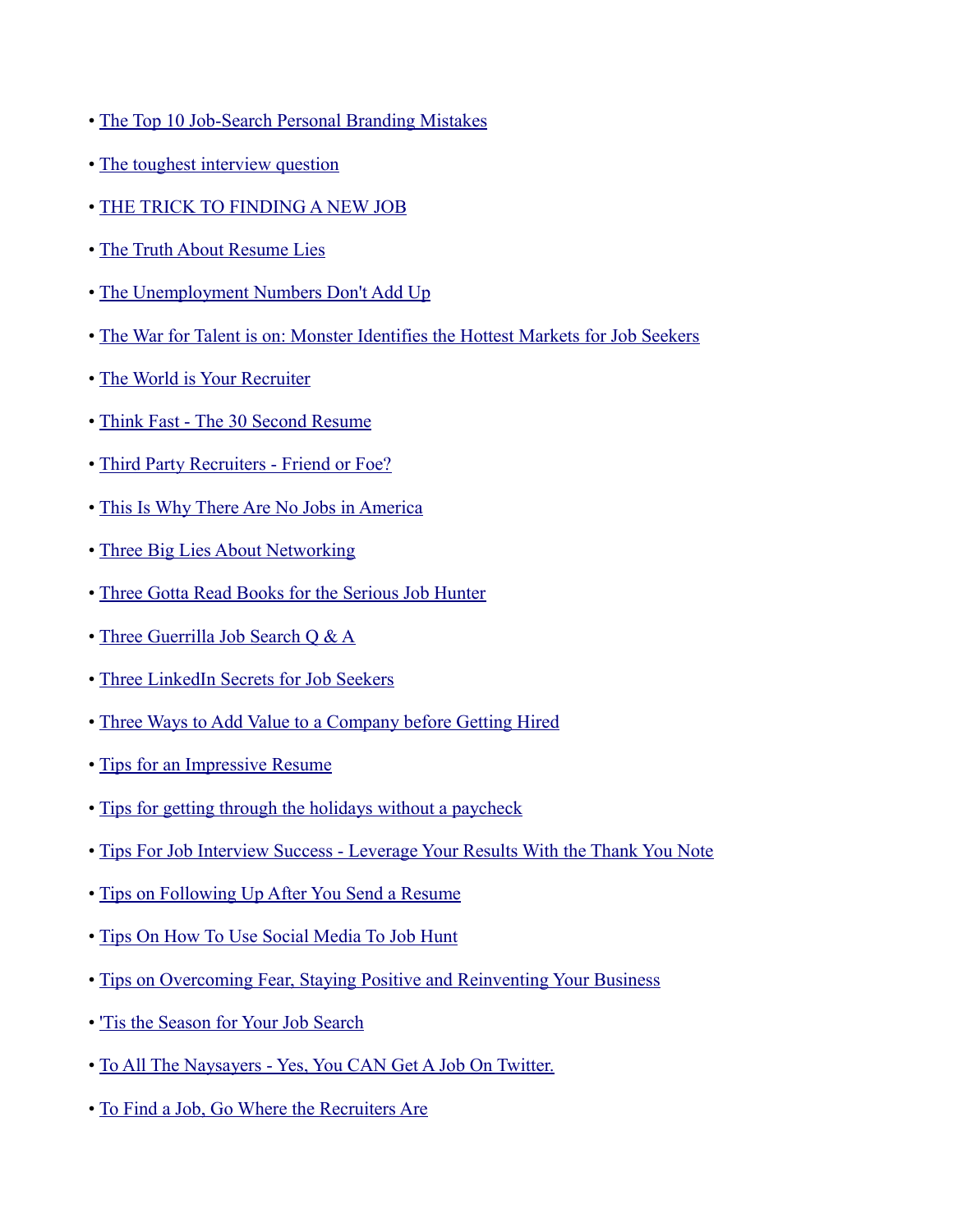- The Top 10 Job-Search Personal Branding Mistakes
- The toughest interview question
- THE TRICK TO FINDING A NEW JOB
- The Truth About Resume Lies
- The Unemployment Numbers Don't Add Up
- The War for Talent is on: Monster Identifies the Hottest Markets for Job Seekers
- The World is Your Recruiter
- Think Fast - The 30 Second Resume
- Third Party Recruiters - Friend or Foe?
- This Is Why There Are No Jobs in America
- Three Big Lies About Networking
- Three Gotta Read Books for the Serious Job Hunter
- Three Guerrilla Job Search Q & A
- Three LinkedIn Secrets for Job Seekers
- Three Ways to Add Value to a Company before Getting Hired
- Tips for an Impressive Resume
- Tips for getting through the holidays without a paycheck
- Tips For Job Interview Success - Leverage Your Results With the Thank You Note
- Tips on Following Up After You Send a Resume
- Tips On How To Use Social Media To Job Hunt
- Tips on Overcoming Fear, Staying Positive and Reinventing Your Business
- 'Tis the Season for Your Job Search
- To All The Naysayers - Yes, You CAN Get A Job On Twitter.
- To Find a Job, Go Where the Recruiters Are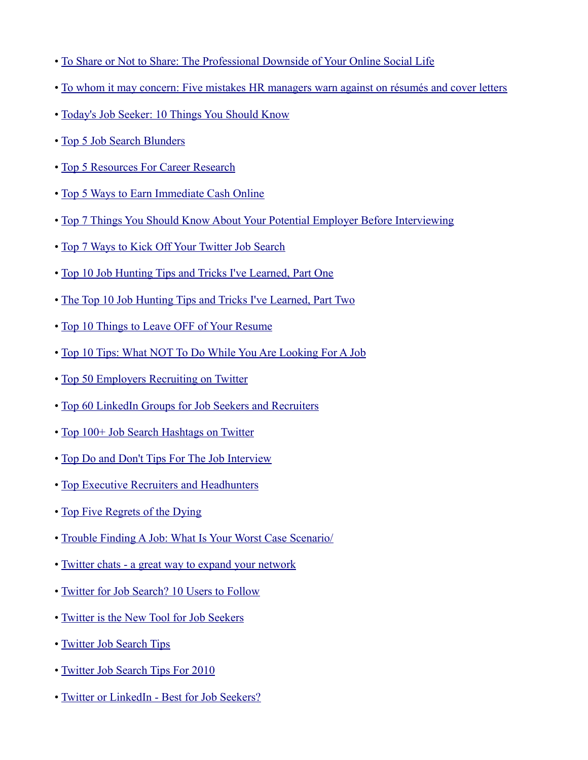- To Share or Not to Share: The Professional Downside of Your Online Social Life
- To whom it may concern: Five mistakes HR managers warn against on résumés and cover letters
- Today's Job Seeker: 10 Things You Should Know
- Top 5 Job Search Blunders
- Top 5 Resources For Career Research
- Top 5 Ways to Earn Immediate Cash Online
- Top 7 Things You Should Know About Your Potential Employer Before Interviewing
- Top 7 Ways to Kick Off Your Twitter Job Search
- Top 10 Job Hunting Tips and Tricks I've Learned, Part One
- The Top 10 Job Hunting Tips and Tricks I've Learned, Part Two
- Top 10 Things to Leave OFF of Your Resume
- Top 10 Tips: What NOT To Do While You Are Looking For A Job
- Top 50 Employers Recruiting on Twitter
- Top 60 LinkedIn Groups for Job Seekers and Recruiters
- Top 100+ Job Search Hashtags on Twitter
- Top Do and Don't Tips For The Job Interview
- Top Executive Recruiters and Headhunters
- Top Five Regrets of the Dying
- Trouble Finding A Job: What Is Your Worst Case Scenario/
- Twitter chats - a great way to expand your network
- Twitter for Job Search? 10 Users to Follow
- Twitter is the New Tool for Job Seekers
- Twitter Job Search Tips
- Twitter Job Search Tips For 2010
- Twitter or LinkedIn - Best for Job Seekers?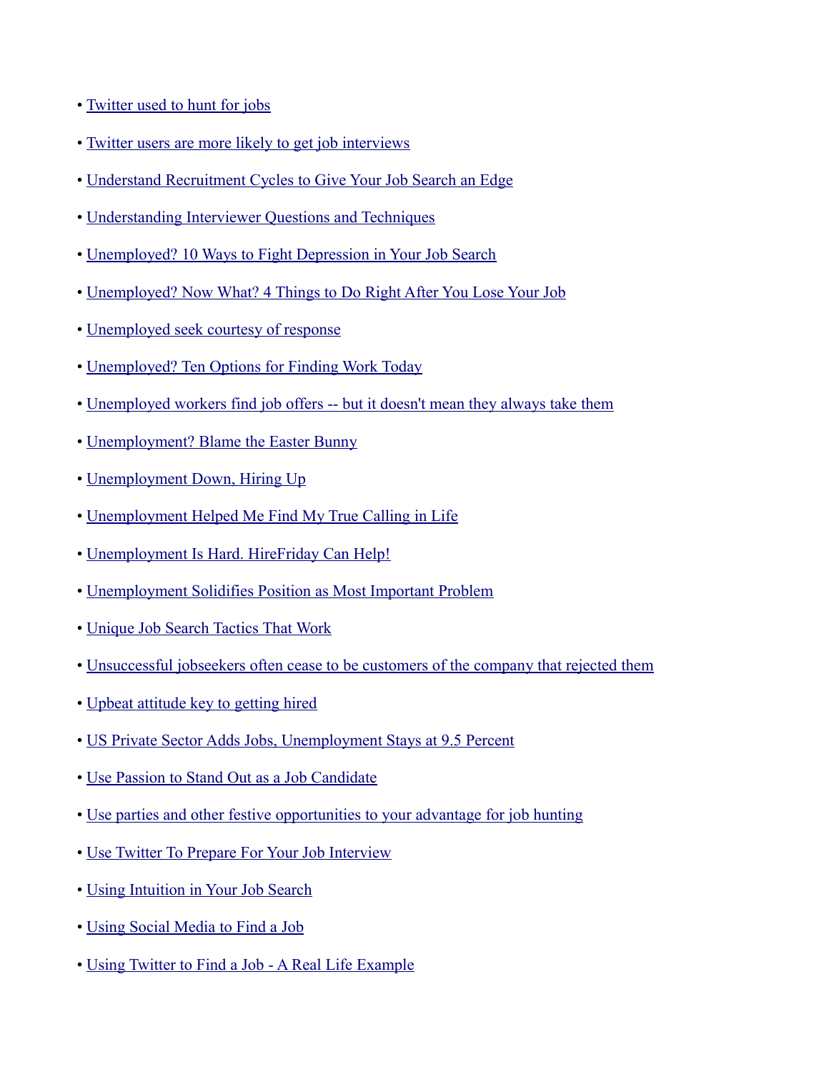- Twitter used to hunt for jobs
- Twitter users are more likely to get job interviews
- Understand Recruitment Cycles to Give Your Job Search an Edge
- Understanding Interviewer Questions and Techniques
- Unemployed? 10 Ways to Fight Depression in Your Job Search
- Unemployed? Now What? 4 Things to Do Right After You Lose Your Job
- Unemployed seek courtesy of response
- Unemployed? Ten Options for Finding Work Today
- Unemployed workers find job offers -- but it doesn't mean they always take them
- Unemployment? Blame the Easter Bunny
- Unemployment Down, Hiring Up
- Unemployment Helped Me Find My True Calling in Life
- Unemployment Is Hard. HireFriday Can Help!
- Unemployment Solidifies Position as Most Important Problem
- Unique Job Search Tactics That Work
- Unsuccessful jobseekers often cease to be customers of the company that rejected them
- Upbeat attitude key to getting hired
- US Private Sector Adds Jobs, Unemployment Stays at 9.5 Percent
- Use Passion to Stand Out as a Job Candidate
- Use parties and other festive opportunities to your advantage for job hunting
- Use Twitter To Prepare For Your Job Interview
- Using Intuition in Your Job Search
- Using Social Media to Find a Job
- Using Twitter to Find a Job - A Real Life Example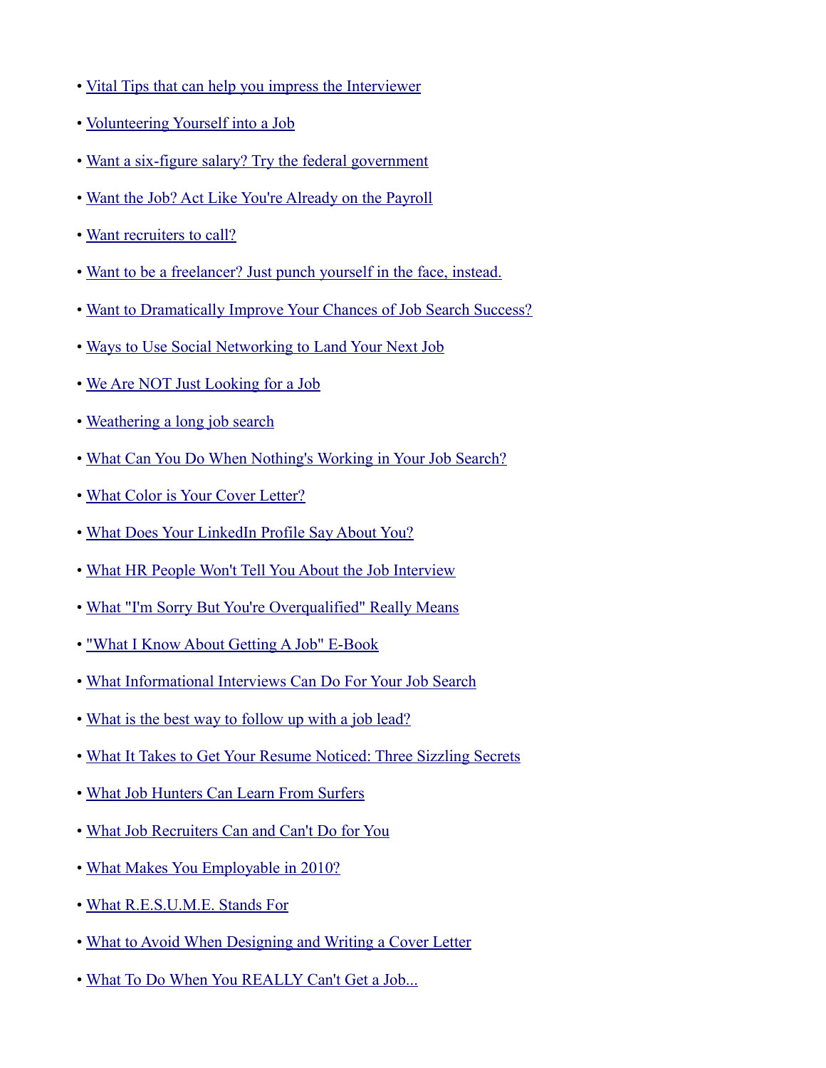- Vital Tips that can help you impress the Interviewer
- Volunteering Yourself into a Job
- Want a six-figure salary? Try the federal government
- Want the Job? Act Like You're Already on the Payroll
- Want recruiters to call?
- Want to be a freelancer? Just punch yourself in the face, instead.
- Want to Dramatically Improve Your Chances of Job Search Success?
- Ways to Use Social Networking to Land Your Next Job
- We Are NOT Just Looking for a Job
- Weathering a long job search
- What Can You Do When Nothing's Working in Your Job Search?
- What Color is Your Cover Letter?
- What Does Your LinkedIn Profile Say About You?
- What HR People Won't Tell You About the Job Interview
- What "I'm Sorry But You're Overqualified" Really Means
- "What I Know About Getting A Job" E-Book
- What Informational Interviews Can Do For Your Job Search
- What is the best way to follow up with a job lead?
- What It Takes to Get Your Resume Noticed: Three Sizzling Secrets
- What Job Hunters Can Learn From Surfers
- What Job Recruiters Can and Can't Do for You
- What Makes You Employable in 2010?
- What R.E.S.U.M.E. Stands For
- What to Avoid When Designing and Writing a Cover Letter
- What To Do When You REALLY Can't Get a Job...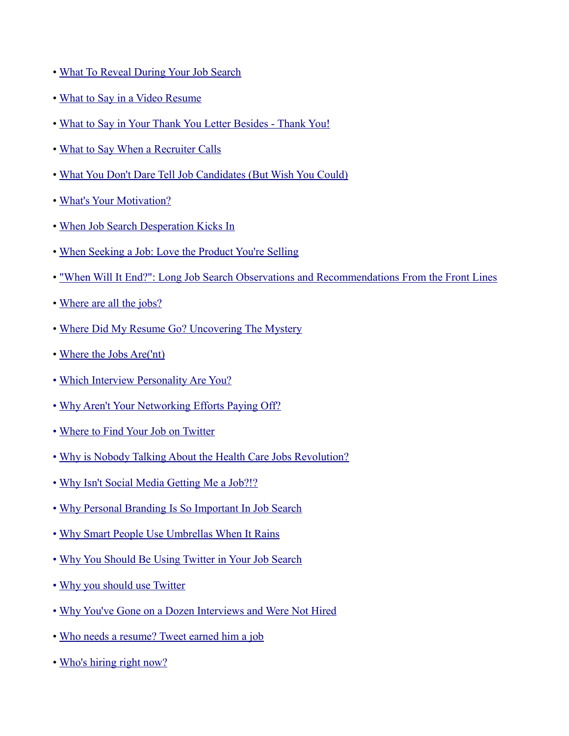- What To Reveal During Your Job Search
- What to Say in a Video Resume
- What to Say in Your Thank You Letter Besides - Thank You!
- What to Say When a Recruiter Calls
- What You Don't Dare Tell Job Candidates (But Wish You Could)
- What's Your Motivation?
- When Job Search Desperation Kicks In
- When Seeking a Job: Love the Product You're Selling
- "When Will It End?": Long Job Search Observations and Recommendations From the Front Lines
- Where are all the jobs?
- Where Did My Resume Go? Uncovering The Mystery
- Where the Jobs Are('nt)
- Which Interview Personality Are You?
- Why Aren't Your Networking Efforts Paying Off?
- Where to Find Your Job on Twitter
- Why is Nobody Talking About the Health Care Jobs Revolution?
- Why Isn't Social Media Getting Me a Job?!?
- Why Personal Branding Is So Important In Job Search
- Why Smart People Use Umbrellas When It Rains
- Why You Should Be Using Twitter in Your Job Search
- Why you should use Twitter
- Why You've Gone on a Dozen Interviews and Were Not Hired
- Who needs a resume? Tweet earned him a job
- Who's hiring right now?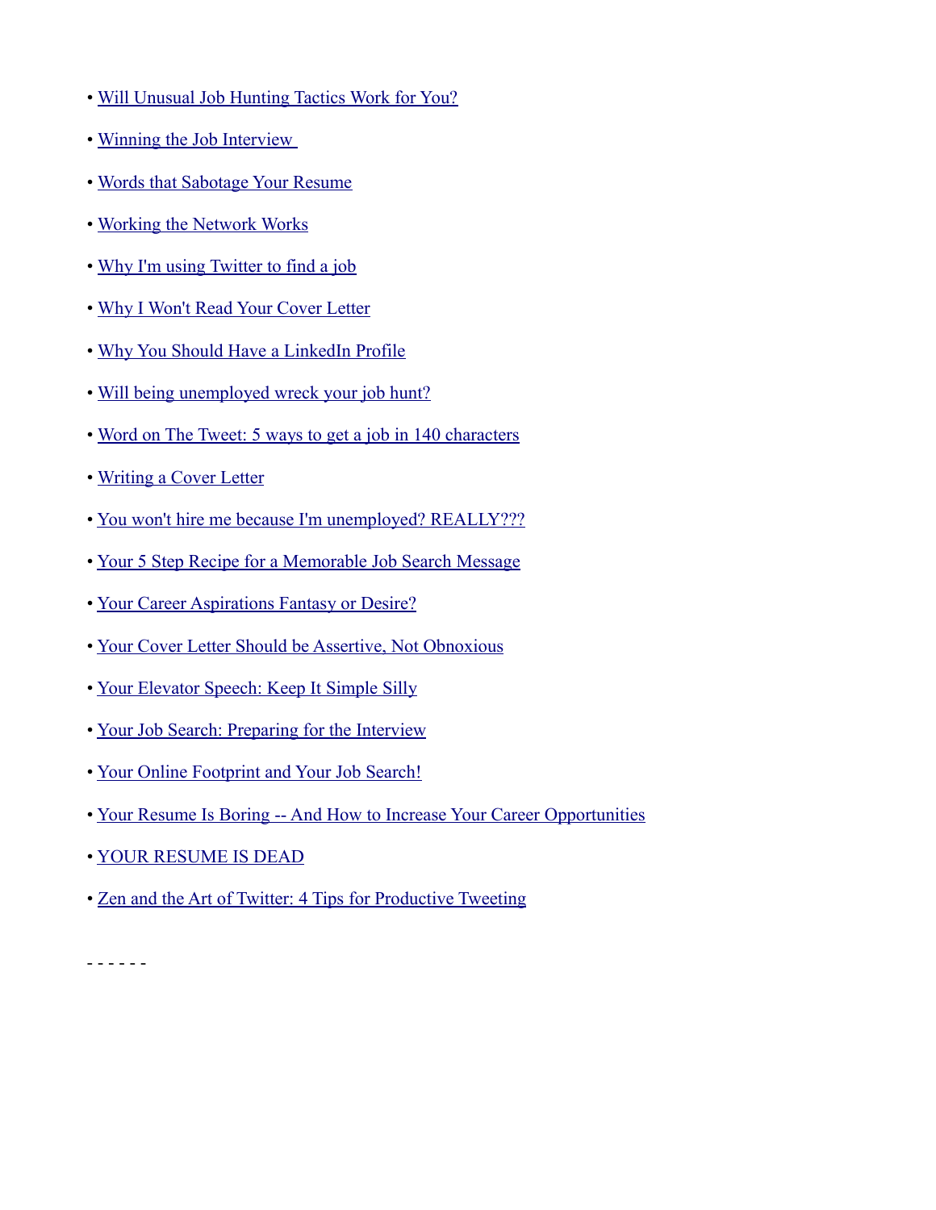- Will Unusual Job Hunting Tactics Work for You?
- Winning the Job Interview
- Words that Sabotage Your Resume
- Working the Network Works
- Why I'm using Twitter to find a job
- Why I Won't Read Your Cover Letter
- Why You Should Have a LinkedIn Profile
- Will being unemployed wreck your job hunt?
- Word on The Tweet: 5 ways to get a job in 140 characters
- Writing a Cover Letter
- You won't hire me because I'm unemployed? REALLY???
- Your 5 Step Recipe for a Memorable Job Search Message
- Your Career Aspirations Fantasy or Desire?
- Your Cover Letter Should be Assertive, Not Obnoxious
- Your Elevator Speech: Keep It Simple Silly
- Your Job Search: Preparing for the Interview
- Your Online Footprint and Your Job Search!
- Your Resume Is Boring -- And How to Increase Your Career Opportunities
- YOUR RESUME IS DEAD
- Zen and the Art of Twitter: 4 Tips for Productive Tweeting

- - - - - -